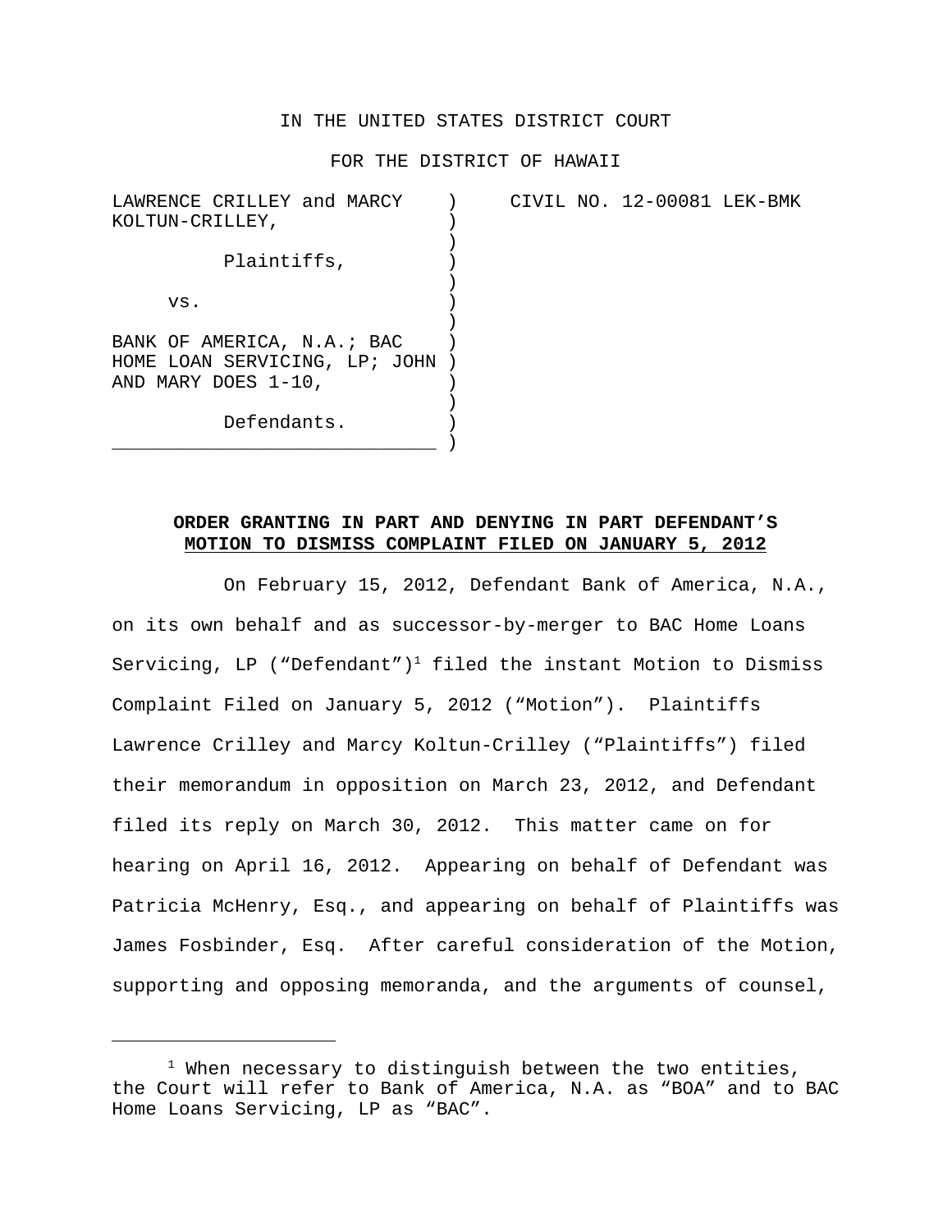IN THE UNITED STATES DISTRICT COURT

FOR THE DISTRICT OF HAWAII

| | | |
|---|---|---|
| LAWRENCE CRILLEY and MARCY KOLTUN-CRILLEY,<br><br>Plaintiffs,<br><br>vs.<br><br>BANK OF AMERICA, N.A.; BAC HOME LOAN SERVICING, LP; JOHN AND MARY DOES 1-10,<br><br>Defendants. | ) | CIVIL NO. 12-00081 LEK-BMK |

**ORDER GRANTING IN PART AND DENYING IN PART DEFENDANT'S MOTION TO DISMISS COMPLAINT FILED ON JANUARY 5, 2012**

On February 15, 2012, Defendant Bank of America, N.A., on its own behalf and as successor-by-merger to BAC Home Loans Servicing, LP ("Defendant")[1] filed the instant Motion to Dismiss Complaint Filed on January 5, 2012 ("Motion"). Plaintiffs Lawrence Crilley and Marcy Koltun-Crilley ("Plaintiffs") filed their memorandum in opposition on March 23, 2012, and Defendant filed its reply on March 30, 2012. This matter came on for hearing on April 16, 2012. Appearing on behalf of Defendant was Patricia McHenry, Esq., and appearing on behalf of Plaintiffs was James Fosbinder, Esq. After careful consideration of the Motion, supporting and opposing memoranda, and the arguments of counsel,

[1] When necessary to distinguish between the two entities, the Court will refer to Bank of America, N.A. as "BOA" and to BAC Home Loans Servicing, LP as "BAC".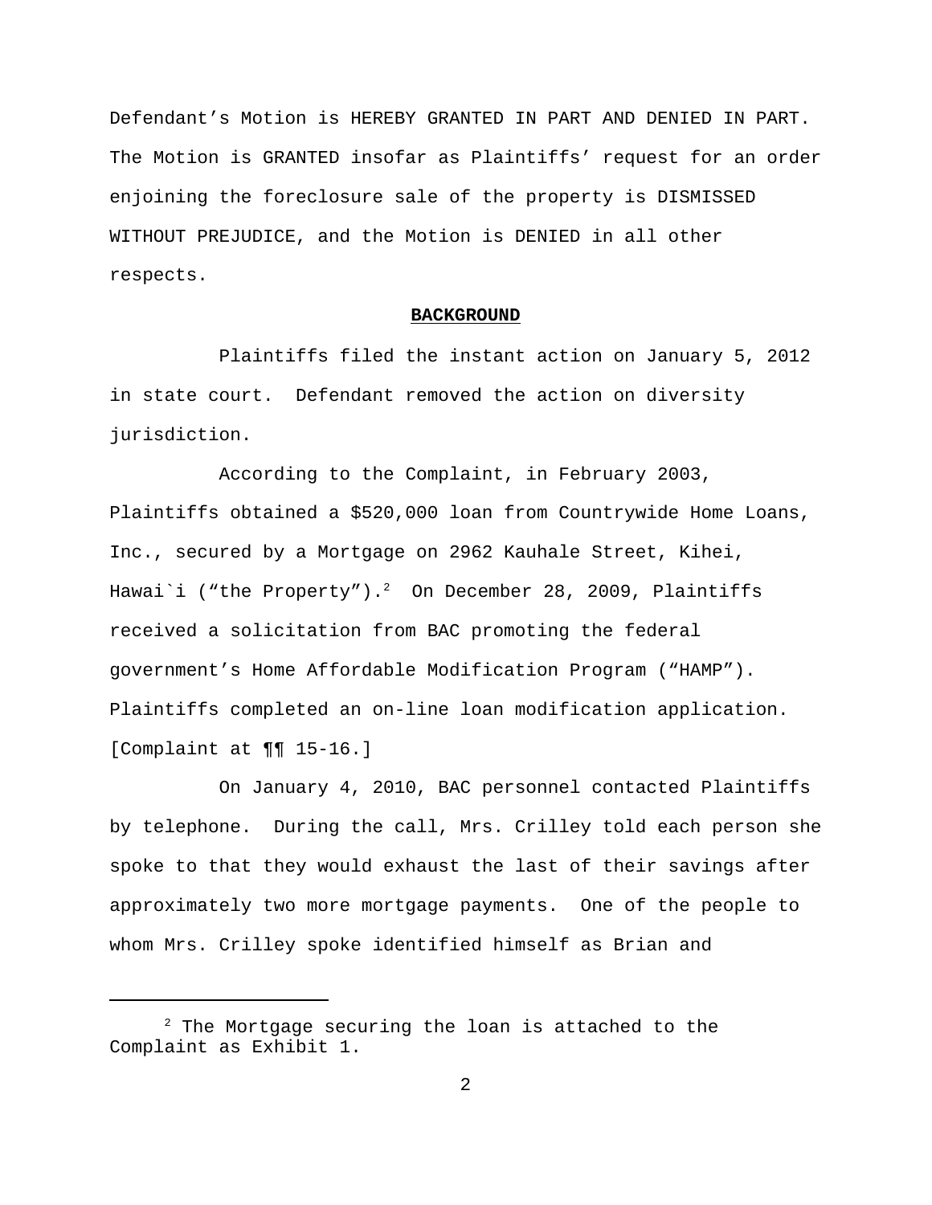Defendant's Motion is HEREBY GRANTED IN PART AND DENIED IN PART. The Motion is GRANTED insofar as Plaintiffs' request for an order enjoining the foreclosure sale of the property is DISMISSED WITHOUT PREJUDICE, and the Motion is DENIED in all other respects.

## BACKGROUND

Plaintiffs filed the instant action on January 5, 2012 in state court. Defendant removed the action on diversity jurisdiction.

According to the Complaint, in February 2003, Plaintiffs obtained a $520,000 loan from Countrywide Home Loans, Inc., secured by a Mortgage on 2962 Kauhale Street, Kihei, Hawai`i ("the Property").[2] On December 28, 2009, Plaintiffs received a solicitation from BAC promoting the federal government's Home Affordable Modification Program ("HAMP"). Plaintiffs completed an on-line loan modification application. [Complaint at ¶¶ 15-16.]

On January 4, 2010, BAC personnel contacted Plaintiffs by telephone. During the call, Mrs. Crilley told each person she spoke to that they would exhaust the last of their savings after approximately two more mortgage payments. One of the people to whom Mrs. Crilley spoke identified himself as Brian and

[2] The Mortgage securing the loan is attached to the Complaint as Exhibit 1.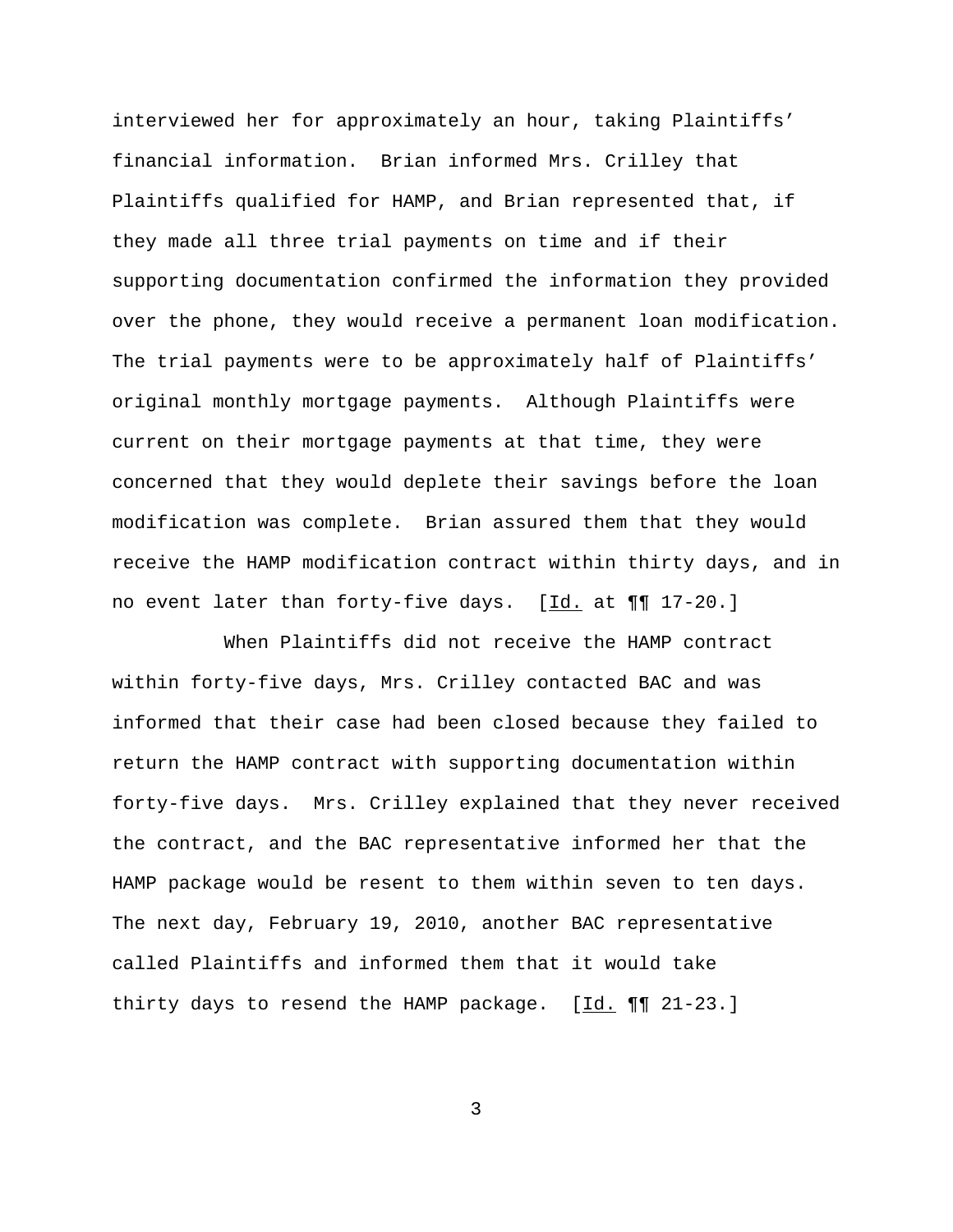interviewed her for approximately an hour, taking Plaintiffs' financial information. Brian informed Mrs. Crilley that Plaintiffs qualified for HAMP, and Brian represented that, if they made all three trial payments on time and if their supporting documentation confirmed the information they provided over the phone, they would receive a permanent loan modification. The trial payments were to be approximately half of Plaintiffs' original monthly mortgage payments. Although Plaintiffs were current on their mortgage payments at that time, they were concerned that they would deplete their savings before the loan modification was complete. Brian assured them that they would receive the HAMP modification contract within thirty days, and in no event later than forty-five days. [Id. at ¶¶ 17-20.]

When Plaintiffs did not receive the HAMP contract within forty-five days, Mrs. Crilley contacted BAC and was informed that their case had been closed because they failed to return the HAMP contract with supporting documentation within forty-five days. Mrs. Crilley explained that they never received the contract, and the BAC representative informed her that the HAMP package would be resent to them within seven to ten days. The next day, February 19, 2010, another BAC representative called Plaintiffs and informed them that it would take thirty days to resend the HAMP package. [Id. ¶¶ 21-23.]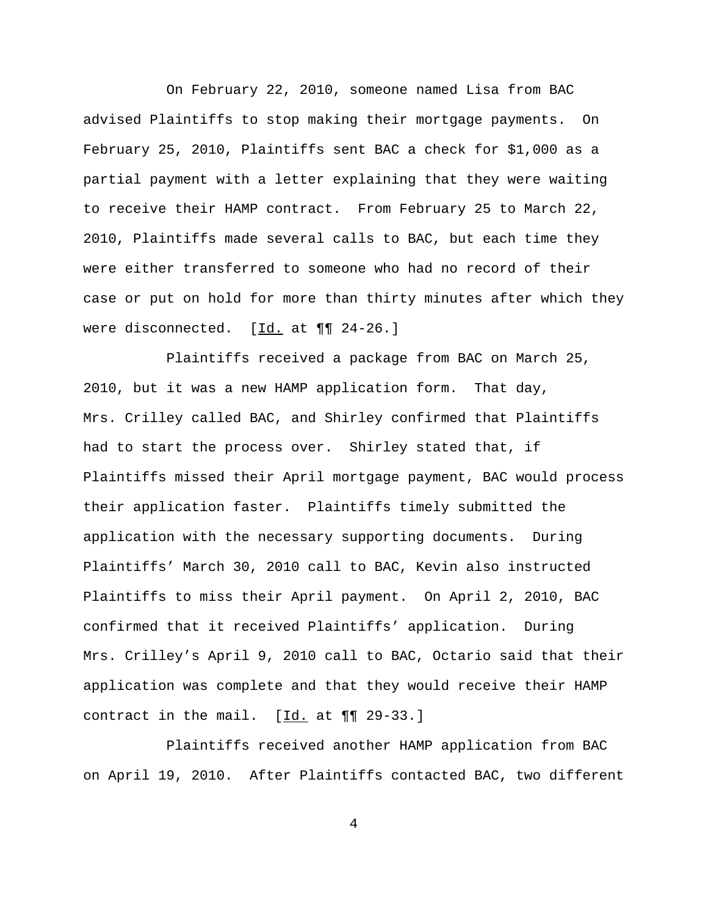On February 22, 2010, someone named Lisa from BAC advised Plaintiffs to stop making their mortgage payments. On February 25, 2010, Plaintiffs sent BAC a check for $1,000 as a partial payment with a letter explaining that they were waiting to receive their HAMP contract. From February 25 to March 22, 2010, Plaintiffs made several calls to BAC, but each time they were either transferred to someone who had no record of their case or put on hold for more than thirty minutes after which they were disconnected. [Id. at ¶¶ 24-26.]

Plaintiffs received a package from BAC on March 25, 2010, but it was a new HAMP application form. That day, Mrs. Crilley called BAC, and Shirley confirmed that Plaintiffs had to start the process over. Shirley stated that, if Plaintiffs missed their April mortgage payment, BAC would process their application faster. Plaintiffs timely submitted the application with the necessary supporting documents. During Plaintiffs' March 30, 2010 call to BAC, Kevin also instructed Plaintiffs to miss their April payment. On April 2, 2010, BAC confirmed that it received Plaintiffs' application. During Mrs. Crilley's April 9, 2010 call to BAC, Octario said that their application was complete and that they would receive their HAMP contract in the mail. [Id. at ¶¶ 29-33.]

Plaintiffs received another HAMP application from BAC on April 19, 2010. After Plaintiffs contacted BAC, two different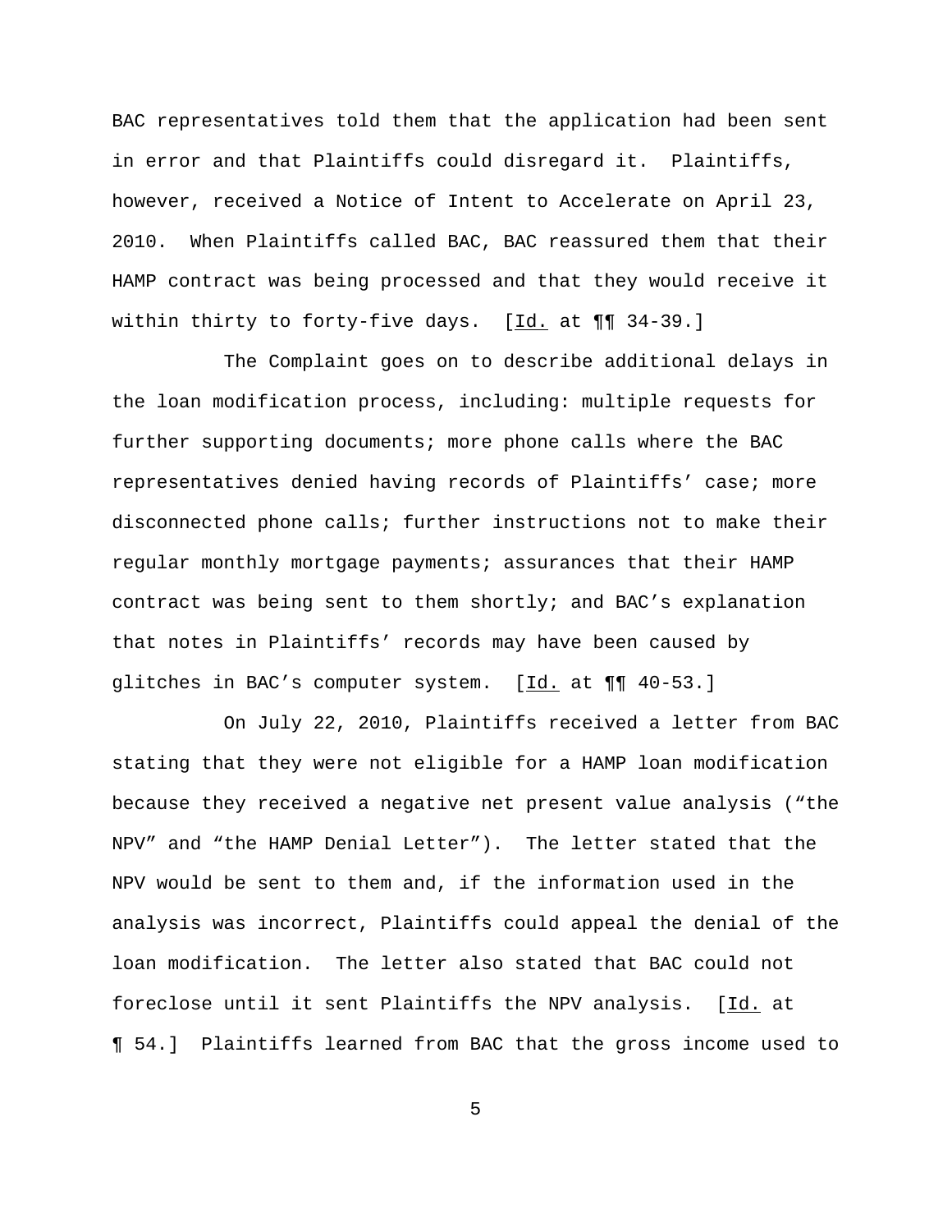BAC representatives told them that the application had been sent in error and that Plaintiffs could disregard it. Plaintiffs, however, received a Notice of Intent to Accelerate on April 23, 2010. When Plaintiffs called BAC, BAC reassured them that their HAMP contract was being processed and that they would receive it within thirty to forty-five days. [Id. at ¶¶ 34-39.]

The Complaint goes on to describe additional delays in the loan modification process, including: multiple requests for further supporting documents; more phone calls where the BAC representatives denied having records of Plaintiffs' case; more disconnected phone calls; further instructions not to make their regular monthly mortgage payments; assurances that their HAMP contract was being sent to them shortly; and BAC's explanation that notes in Plaintiffs' records may have been caused by glitches in BAC's computer system. [Id. at ¶¶ 40-53.]

On July 22, 2010, Plaintiffs received a letter from BAC stating that they were not eligible for a HAMP loan modification because they received a negative net present value analysis ("the NPV" and "the HAMP Denial Letter"). The letter stated that the NPV would be sent to them and, if the information used in the analysis was incorrect, Plaintiffs could appeal the denial of the loan modification. The letter also stated that BAC could not foreclose until it sent Plaintiffs the NPV analysis. [Id. at ¶ 54.] Plaintiffs learned from BAC that the gross income used to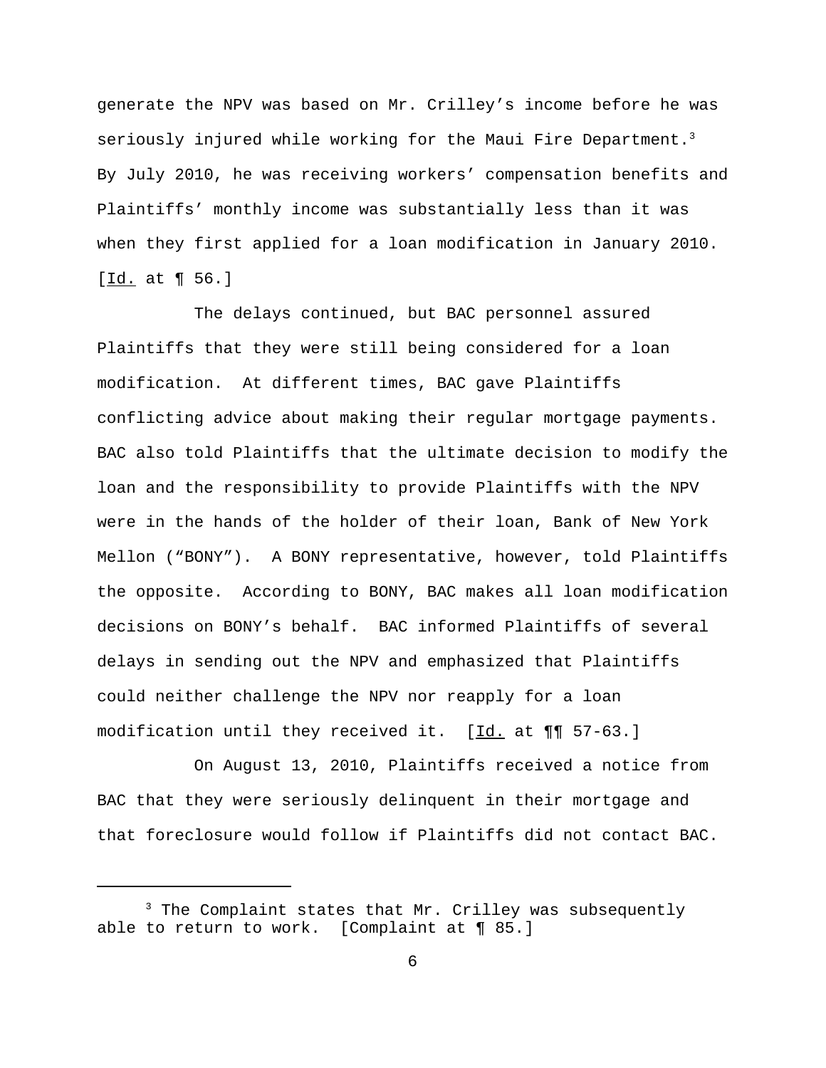generate the NPV was based on Mr. Crilley's income before he was seriously injured while working for the Maui Fire Department.[3] By July 2010, he was receiving workers' compensation benefits and Plaintiffs' monthly income was substantially less than it was when they first applied for a loan modification in January 2010. [Id. at ¶ 56.]

The delays continued, but BAC personnel assured Plaintiffs that they were still being considered for a loan modification. At different times, BAC gave Plaintiffs conflicting advice about making their regular mortgage payments. BAC also told Plaintiffs that the ultimate decision to modify the loan and the responsibility to provide Plaintiffs with the NPV were in the hands of the holder of their loan, Bank of New York Mellon ("BONY"). A BONY representative, however, told Plaintiffs the opposite. According to BONY, BAC makes all loan modification decisions on BONY's behalf. BAC informed Plaintiffs of several delays in sending out the NPV and emphasized that Plaintiffs could neither challenge the NPV nor reapply for a loan modification until they received it. [Id. at ¶¶ 57-63.]

On August 13, 2010, Plaintiffs received a notice from BAC that they were seriously delinquent in their mortgage and that foreclosure would follow if Plaintiffs did not contact BAC.

---

[3] The Complaint states that Mr. Crilley was subsequently able to return to work. [Complaint at ¶ 85.]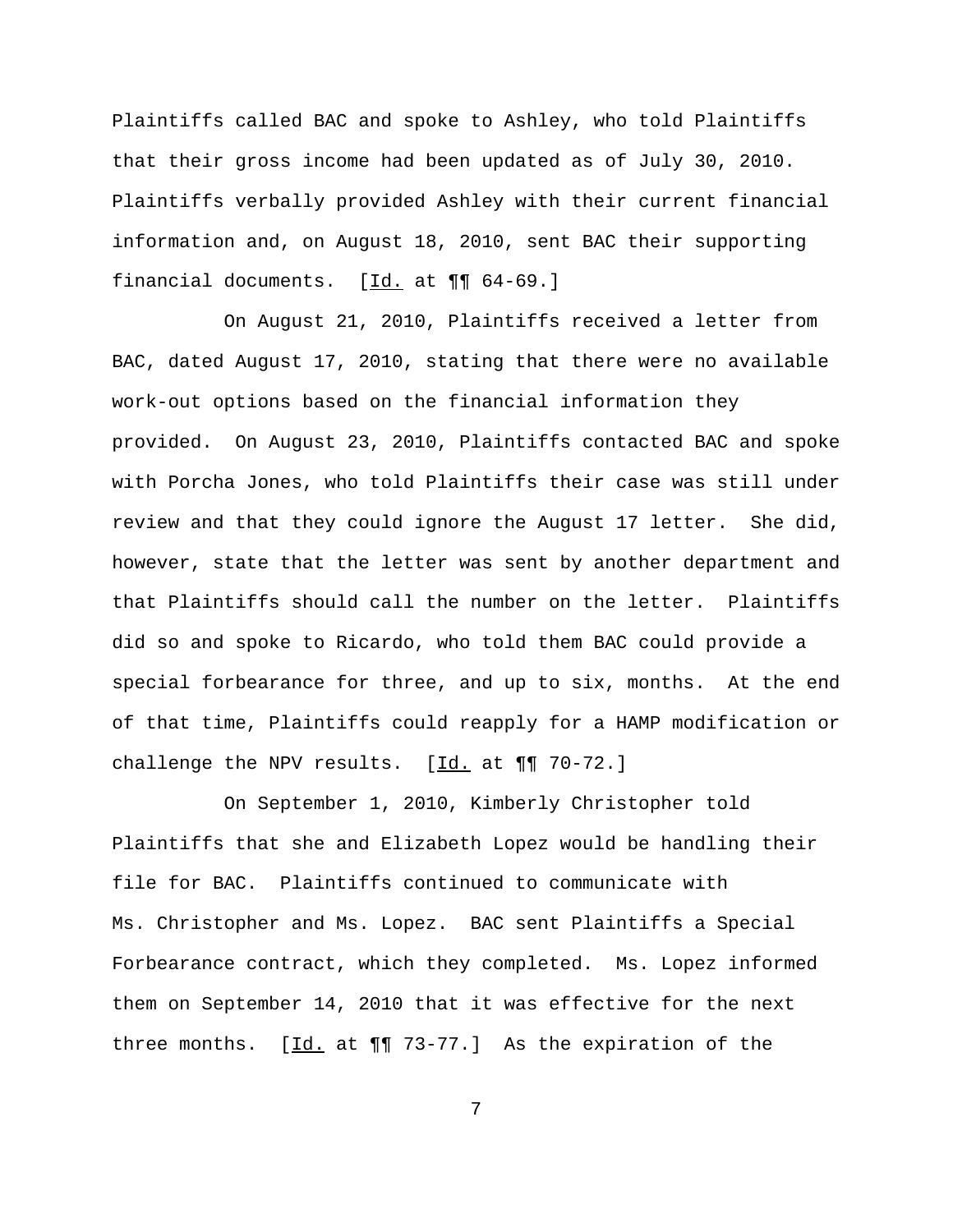Plaintiffs called BAC and spoke to Ashley, who told Plaintiffs that their gross income had been updated as of July 30, 2010. Plaintiffs verbally provided Ashley with their current financial information and, on August 18, 2010, sent BAC their supporting financial documents. [Id. at ¶¶ 64-69.]

On August 21, 2010, Plaintiffs received a letter from BAC, dated August 17, 2010, stating that there were no available work-out options based on the financial information they provided. On August 23, 2010, Plaintiffs contacted BAC and spoke with Porcha Jones, who told Plaintiffs their case was still under review and that they could ignore the August 17 letter. She did, however, state that the letter was sent by another department and that Plaintiffs should call the number on the letter. Plaintiffs did so and spoke to Ricardo, who told them BAC could provide a special forbearance for three, and up to six, months. At the end of that time, Plaintiffs could reapply for a HAMP modification or challenge the NPV results. [Id. at ¶¶ 70-72.]

On September 1, 2010, Kimberly Christopher told Plaintiffs that she and Elizabeth Lopez would be handling their file for BAC. Plaintiffs continued to communicate with Ms. Christopher and Ms. Lopez. BAC sent Plaintiffs a Special Forbearance contract, which they completed. Ms. Lopez informed them on September 14, 2010 that it was effective for the next three months. [Id. at ¶¶ 73-77.] As the expiration of the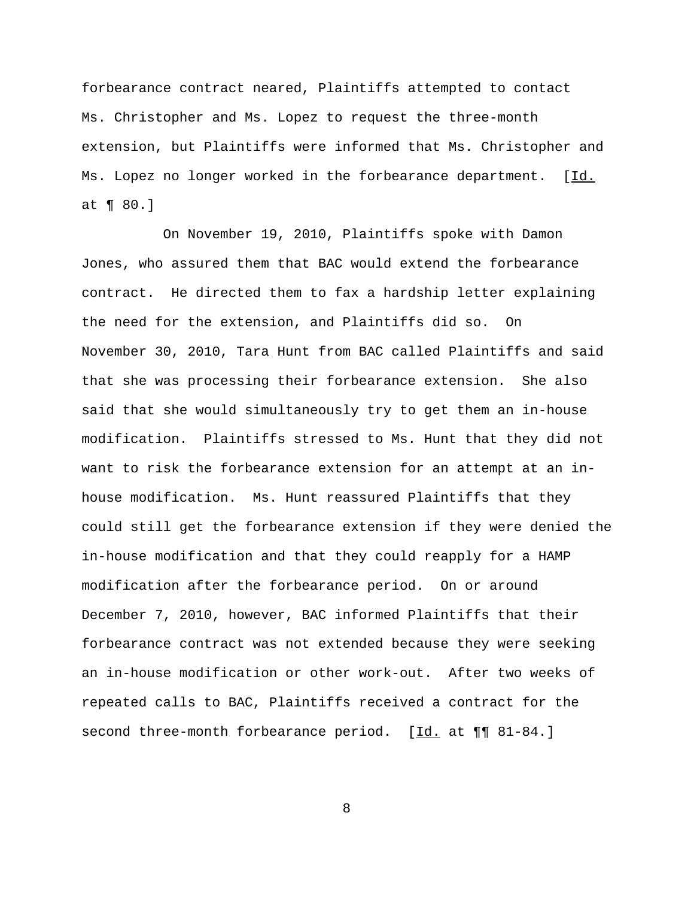forbearance contract neared, Plaintiffs attempted to contact Ms. Christopher and Ms. Lopez to request the three-month extension, but Plaintiffs were informed that Ms. Christopher and Ms. Lopez no longer worked in the forbearance department. [Id. at ¶ 80.]

On November 19, 2010, Plaintiffs spoke with Damon Jones, who assured them that BAC would extend the forbearance contract. He directed them to fax a hardship letter explaining the need for the extension, and Plaintiffs did so. On November 30, 2010, Tara Hunt from BAC called Plaintiffs and said that she was processing their forbearance extension. She also said that she would simultaneously try to get them an in-house modification. Plaintiffs stressed to Ms. Hunt that they did not want to risk the forbearance extension for an attempt at an in-house modification. Ms. Hunt reassured Plaintiffs that they could still get the forbearance extension if they were denied the in-house modification and that they could reapply for a HAMP modification after the forbearance period. On or around December 7, 2010, however, BAC informed Plaintiffs that their forbearance contract was not extended because they were seeking an in-house modification or other work-out. After two weeks of repeated calls to BAC, Plaintiffs received a contract for the second three-month forbearance period. [Id. at ¶¶ 81-84.]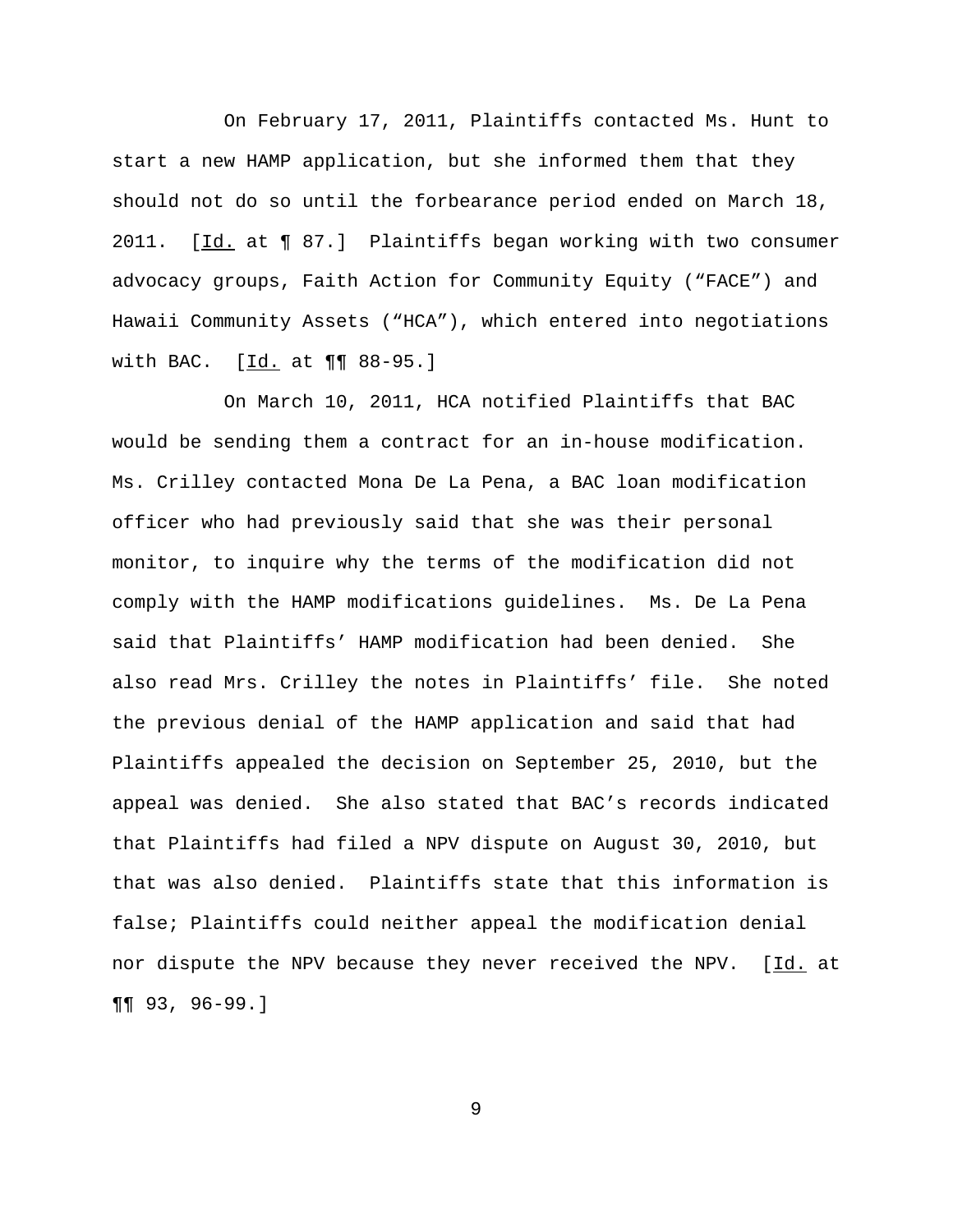On February 17, 2011, Plaintiffs contacted Ms. Hunt to start a new HAMP application, but she informed them that they should not do so until the forbearance period ended on March 18, 2011. [Id. at ¶ 87.] Plaintiffs began working with two consumer advocacy groups, Faith Action for Community Equity ("FACE") and Hawaii Community Assets ("HCA"), which entered into negotiations with BAC. [Id. at ¶¶ 88-95.]

On March 10, 2011, HCA notified Plaintiffs that BAC would be sending them a contract for an in-house modification. Ms. Crilley contacted Mona De La Pena, a BAC loan modification officer who had previously said that she was their personal monitor, to inquire why the terms of the modification did not comply with the HAMP modifications guidelines. Ms. De La Pena said that Plaintiffs' HAMP modification had been denied. She also read Mrs. Crilley the notes in Plaintiffs' file. She noted the previous denial of the HAMP application and said that had Plaintiffs appealed the decision on September 25, 2010, but the appeal was denied. She also stated that BAC's records indicated that Plaintiffs had filed a NPV dispute on August 30, 2010, but that was also denied. Plaintiffs state that this information is false; Plaintiffs could neither appeal the modification denial nor dispute the NPV because they never received the NPV. [Id. at ¶¶ 93, 96-99.]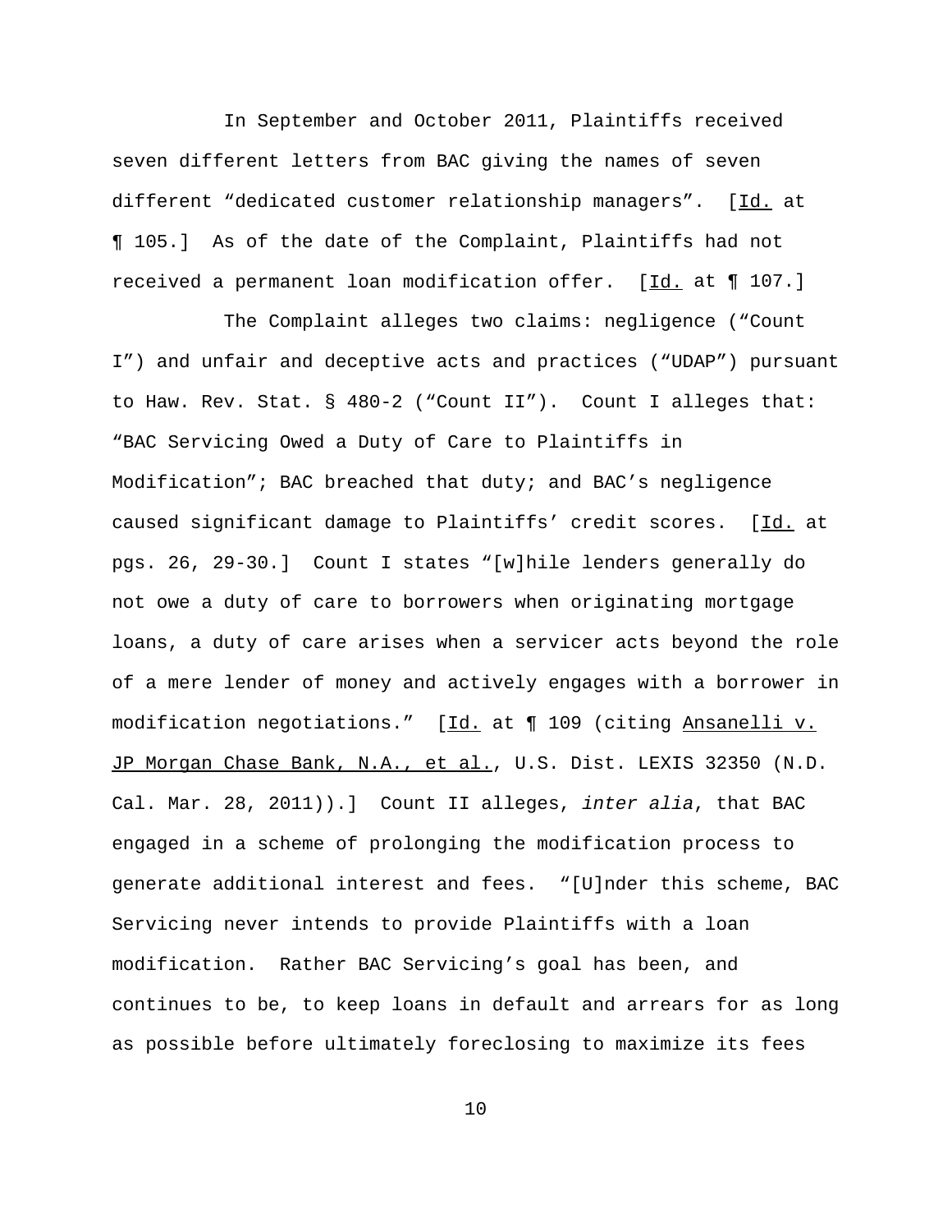In September and October 2011, Plaintiffs received seven different letters from BAC giving the names of seven different "dedicated customer relationship managers". [Id. at ¶ 105.] As of the date of the Complaint, Plaintiffs had not received a permanent loan modification offer. [Id. at ¶ 107.]

The Complaint alleges two claims: negligence ("Count I") and unfair and deceptive acts and practices ("UDAP") pursuant to Haw. Rev. Stat. § 480-2 ("Count II"). Count I alleges that: "BAC Servicing Owed a Duty of Care to Plaintiffs in Modification"; BAC breached that duty; and BAC's negligence caused significant damage to Plaintiffs' credit scores. [Id. at pgs. 26, 29-30.] Count I states "[w]hile lenders generally do not owe a duty of care to borrowers when originating mortgage loans, a duty of care arises when a servicer acts beyond the role of a mere lender of money and actively engages with a borrower in modification negotiations." [Id. at ¶ 109 (citing Ansanelli v. JP Morgan Chase Bank, N.A., et al., U.S. Dist. LEXIS 32350 (N.D. Cal. Mar. 28, 2011)).] Count II alleges, *inter alia*, that BAC engaged in a scheme of prolonging the modification process to generate additional interest and fees. "[U]nder this scheme, BAC Servicing never intends to provide Plaintiffs with a loan modification. Rather BAC Servicing's goal has been, and continues to be, to keep loans in default and arrears for as long as possible before ultimately foreclosing to maximize its fees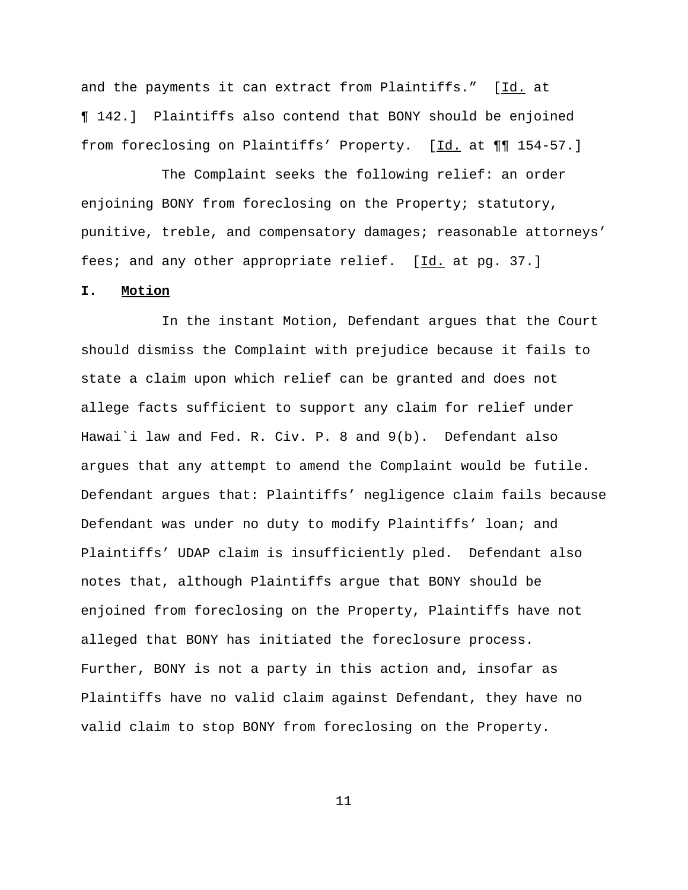and the payments it can extract from Plaintiffs." [Id. at ¶ 142.] Plaintiffs also contend that BONY should be enjoined from foreclosing on Plaintiffs' Property. [Id. at ¶¶ 154-57.]

The Complaint seeks the following relief: an order enjoining BONY from foreclosing on the Property; statutory, punitive, treble, and compensatory damages; reasonable attorneys' fees; and any other appropriate relief. [Id. at pg. 37.]

## I. Motion

In the instant Motion, Defendant argues that the Court should dismiss the Complaint with prejudice because it fails to state a claim upon which relief can be granted and does not allege facts sufficient to support any claim for relief under Hawai`i law and Fed. R. Civ. P. 8 and 9(b). Defendant also argues that any attempt to amend the Complaint would be futile. Defendant argues that: Plaintiffs' negligence claim fails because Defendant was under no duty to modify Plaintiffs' loan; and Plaintiffs' UDAP claim is insufficiently pled. Defendant also notes that, although Plaintiffs argue that BONY should be enjoined from foreclosing on the Property, Plaintiffs have not alleged that BONY has initiated the foreclosure process. Further, BONY is not a party in this action and, insofar as Plaintiffs have no valid claim against Defendant, they have no valid claim to stop BONY from foreclosing on the Property.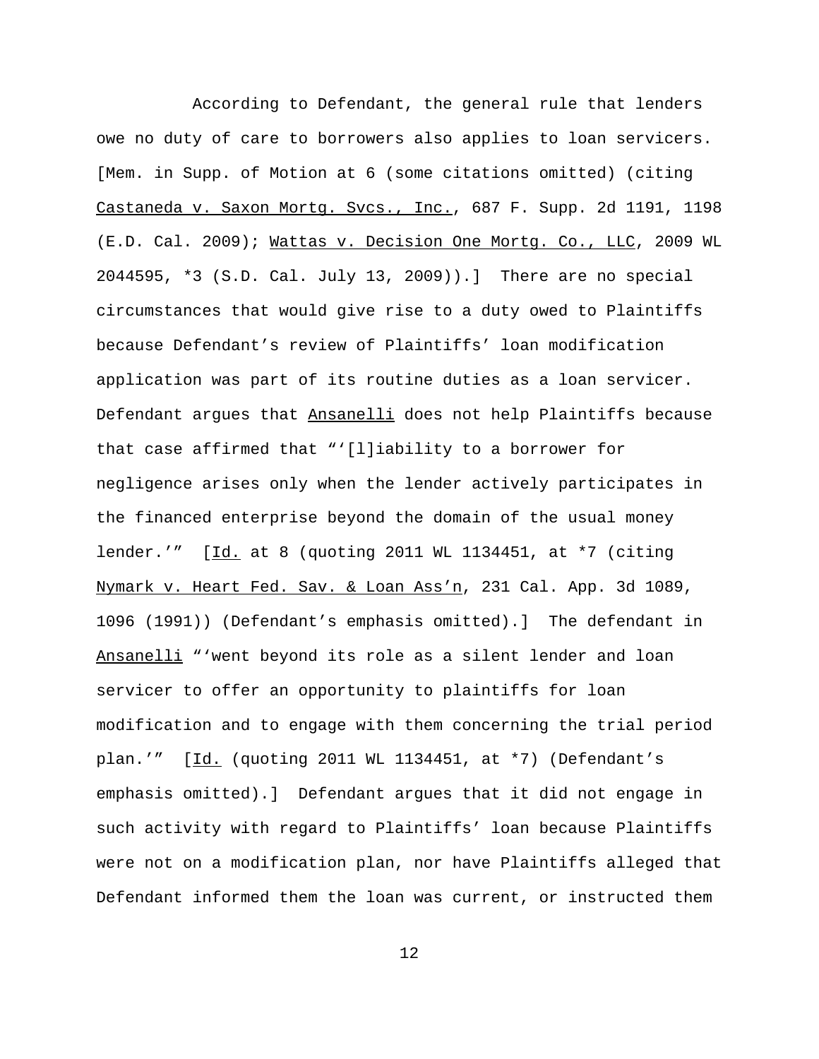According to Defendant, the general rule that lenders owe no duty of care to borrowers also applies to loan servicers. [Mem. in Supp. of Motion at 6 (some citations omitted) (citing Castaneda v. Saxon Mortg. Svcs., Inc., 687 F. Supp. 2d 1191, 1198 (E.D. Cal. 2009); Wattas v. Decision One Mortg. Co., LLC, 2009 WL 2044595, *3 (S.D. Cal. July 13, 2009)).] There are no special circumstances that would give rise to a duty owed to Plaintiffs because Defendant's review of Plaintiffs' loan modification application was part of its routine duties as a loan servicer. Defendant argues that Ansanelli does not help Plaintiffs because that case affirmed that "'[l]iability to a borrower for negligence arises only when the lender actively participates in the financed enterprise beyond the domain of the usual money lender.'" [Id. at 8 (quoting 2011 WL 1134451, at *7 (citing Nymark v. Heart Fed. Sav. & Loan Ass'n, 231 Cal. App. 3d 1089, 1096 (1991)) (Defendant's emphasis omitted).] The defendant in Ansanelli "'went beyond its role as a silent lender and loan servicer to offer an opportunity to plaintiffs for loan modification and to engage with them concerning the trial period plan.'" [Id. (quoting 2011 WL 1134451, at *7) (Defendant's emphasis omitted).] Defendant argues that it did not engage in such activity with regard to Plaintiffs' loan because Plaintiffs were not on a modification plan, nor have Plaintiffs alleged that Defendant informed them the loan was current, or instructed them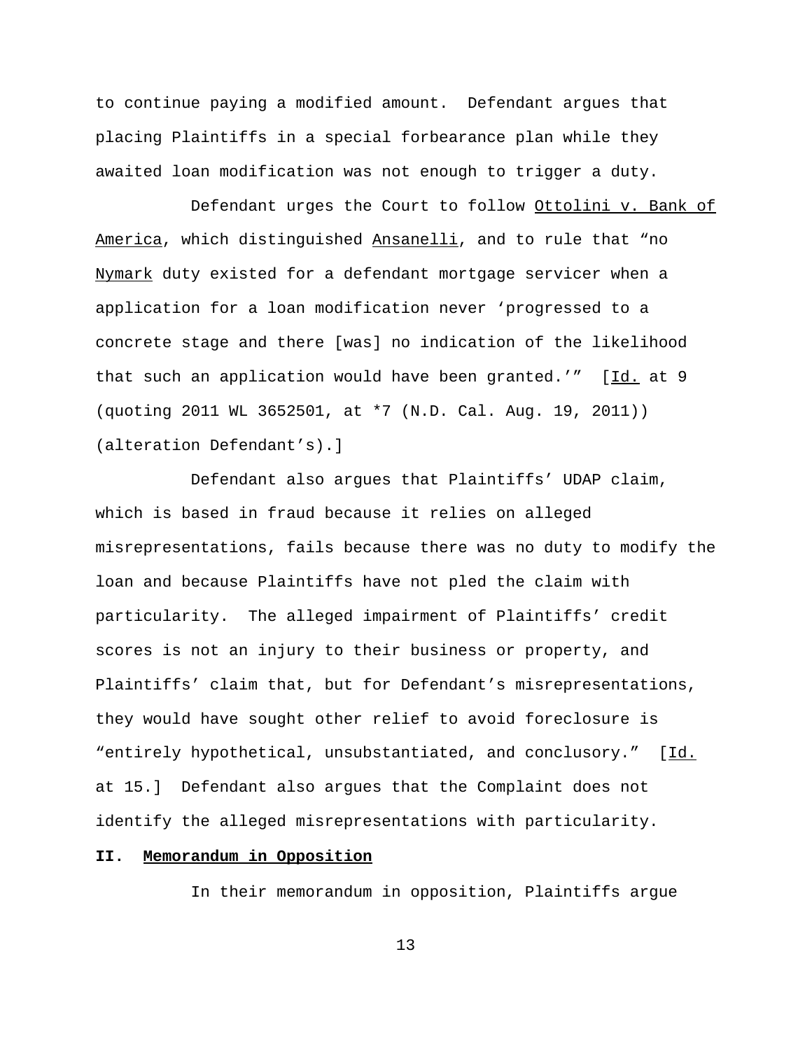to continue paying a modified amount. Defendant argues that placing Plaintiffs in a special forbearance plan while they awaited loan modification was not enough to trigger a duty.

Defendant urges the Court to follow Ottolini v. Bank of America, which distinguished Ansanelli, and to rule that "no Nymark duty existed for a defendant mortgage servicer when a application for a loan modification never 'progressed to a concrete stage and there [was] no indication of the likelihood that such an application would have been granted.'" [Id. at 9 (quoting 2011 WL 3652501, at *7 (N.D. Cal. Aug. 19, 2011)) (alteration Defendant's).]

Defendant also argues that Plaintiffs' UDAP claim, which is based in fraud because it relies on alleged misrepresentations, fails because there was no duty to modify the loan and because Plaintiffs have not pled the claim with particularity. The alleged impairment of Plaintiffs' credit scores is not an injury to their business or property, and Plaintiffs' claim that, but for Defendant's misrepresentations, they would have sought other relief to avoid foreclosure is "entirely hypothetical, unsubstantiated, and conclusory." [Id. at 15.] Defendant also argues that the Complaint does not identify the alleged misrepresentations with particularity.

## II. Memorandum in Opposition

In their memorandum in opposition, Plaintiffs argue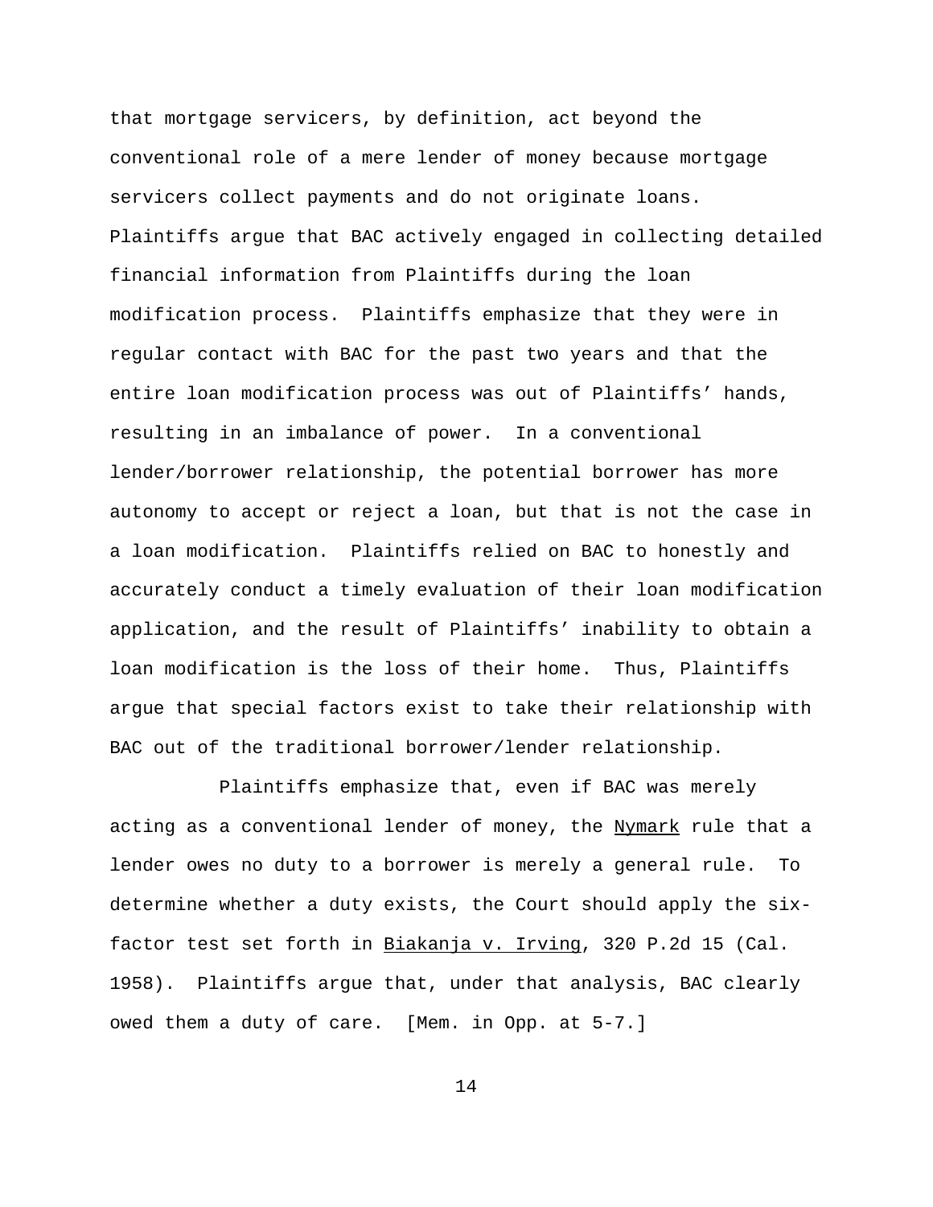that mortgage servicers, by definition, act beyond the conventional role of a mere lender of money because mortgage servicers collect payments and do not originate loans. Plaintiffs argue that BAC actively engaged in collecting detailed financial information from Plaintiffs during the loan modification process. Plaintiffs emphasize that they were in regular contact with BAC for the past two years and that the entire loan modification process was out of Plaintiffs' hands, resulting in an imbalance of power. In a conventional lender/borrower relationship, the potential borrower has more autonomy to accept or reject a loan, but that is not the case in a loan modification. Plaintiffs relied on BAC to honestly and accurately conduct a timely evaluation of their loan modification application, and the result of Plaintiffs' inability to obtain a loan modification is the loss of their home. Thus, Plaintiffs argue that special factors exist to take their relationship with BAC out of the traditional borrower/lender relationship.

Plaintiffs emphasize that, even if BAC was merely acting as a conventional lender of money, the Nymark rule that a lender owes no duty to a borrower is merely a general rule. To determine whether a duty exists, the Court should apply the six-factor test set forth in Biakanja v. Irving, 320 P.2d 15 (Cal. 1958). Plaintiffs argue that, under that analysis, BAC clearly owed them a duty of care. [Mem. in Opp. at 5-7.]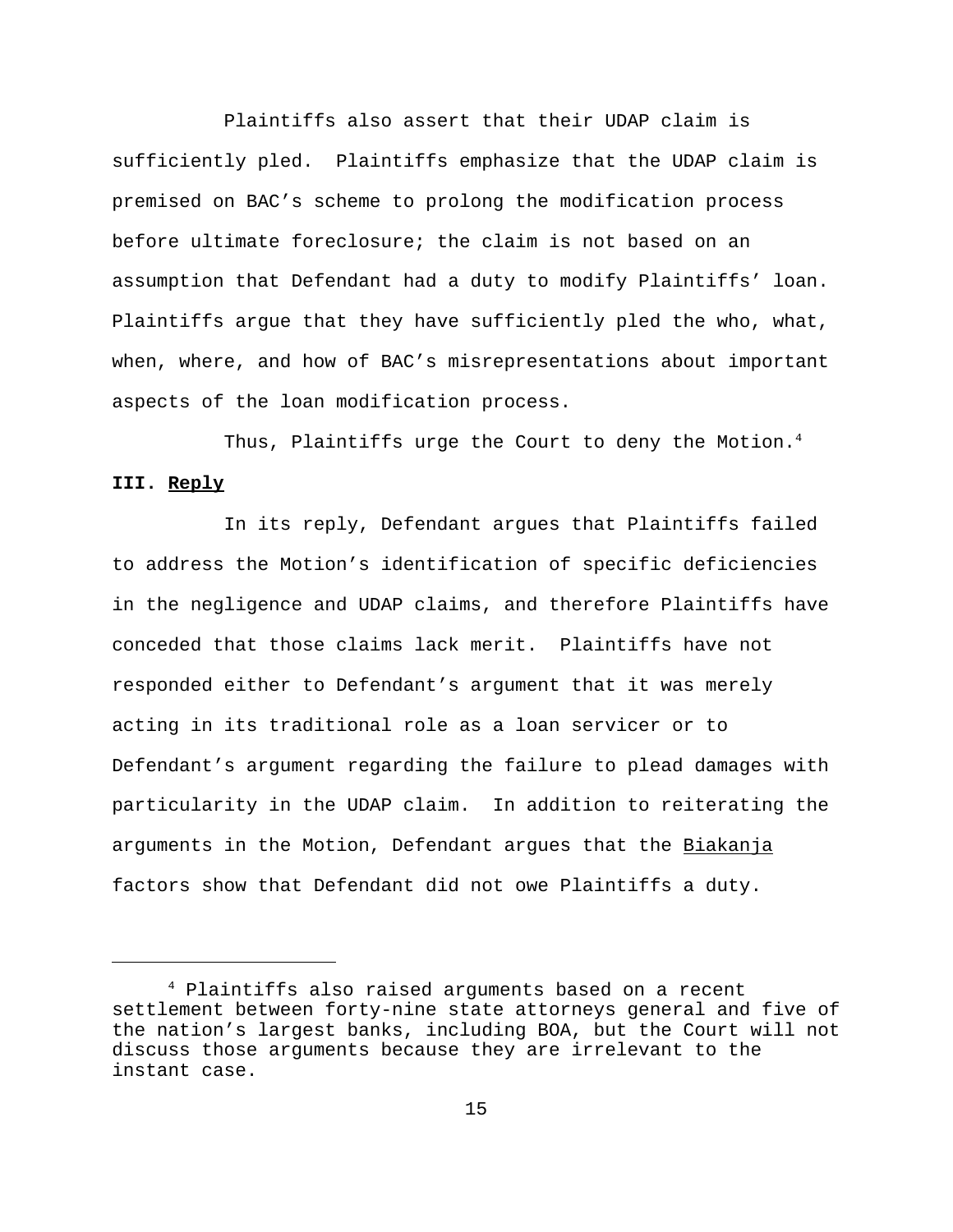Plaintiffs also assert that their UDAP claim is sufficiently pled. Plaintiffs emphasize that the UDAP claim is premised on BAC's scheme to prolong the modification process before ultimate foreclosure; the claim is not based on an assumption that Defendant had a duty to modify Plaintiffs' loan. Plaintiffs argue that they have sufficiently pled the who, what, when, where, and how of BAC's misrepresentations about important aspects of the loan modification process.

Thus, Plaintiffs urge the Court to deny the Motion.[4]

**III. Reply**

In its reply, Defendant argues that Plaintiffs failed to address the Motion's identification of specific deficiencies in the negligence and UDAP claims, and therefore Plaintiffs have conceded that those claims lack merit. Plaintiffs have not responded either to Defendant's argument that it was merely acting in its traditional role as a loan servicer or to Defendant's argument regarding the failure to plead damages with particularity in the UDAP claim. In addition to reiterating the arguments in the Motion, Defendant argues that the Biakanja factors show that Defendant did not owe Plaintiffs a duty.

[4] Plaintiffs also raised arguments based on a recent settlement between forty-nine state attorneys general and five of the nation's largest banks, including BOA, but the Court will not discuss those arguments because they are irrelevant to the instant case.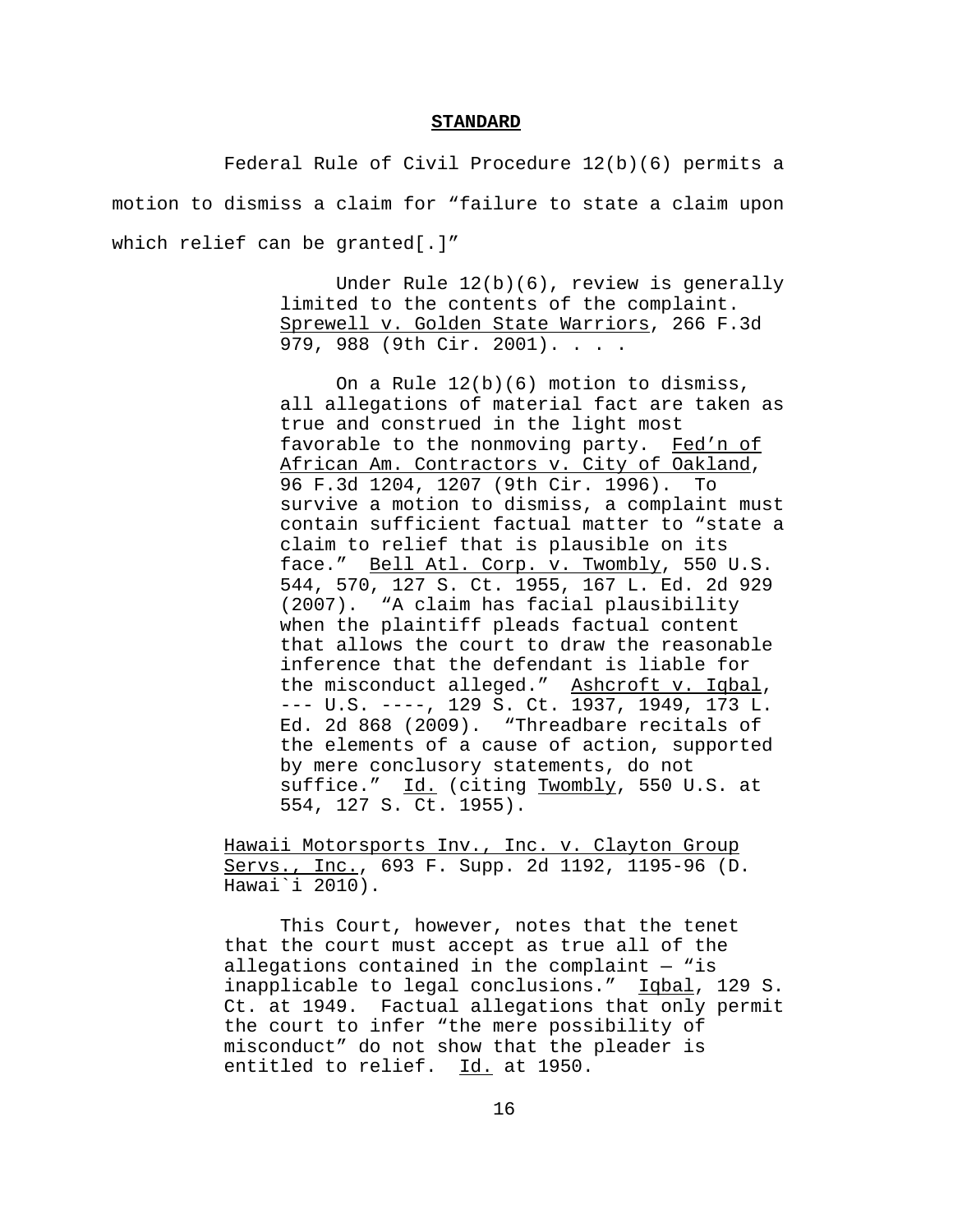**STANDARD**

Federal Rule of Civil Procedure 12(b)(6) permits a motion to dismiss a claim for "failure to state a claim upon which relief can be granted[.]"

> Under Rule 12(b)(6), review is generally limited to the contents of the complaint. Sprewell v. Golden State Warriors, 266 F.3d 979, 988 (9th Cir. 2001). . . .
>
> On a Rule 12(b)(6) motion to dismiss, all allegations of material fact are taken as true and construed in the light most favorable to the nonmoving party. Fed'n of African Am. Contractors v. City of Oakland, 96 F.3d 1204, 1207 (9th Cir. 1996). To survive a motion to dismiss, a complaint must contain sufficient factual matter to "state a claim to relief that is plausible on its face." Bell Atl. Corp. v. Twombly, 550 U.S. 544, 570, 127 S. Ct. 1955, 167 L. Ed. 2d 929 (2007). "A claim has facial plausibility when the plaintiff pleads factual content that allows the court to draw the reasonable inference that the defendant is liable for the misconduct alleged." Ashcroft v. Iqbal, --- U.S. ----, 129 S. Ct. 1937, 1949, 173 L. Ed. 2d 868 (2009). "Threadbare recitals of the elements of a cause of action, supported by mere conclusory statements, do not suffice." Id. (citing Twombly, 550 U.S. at 554, 127 S. Ct. 1955).

Hawaii Motorsports Inv., Inc. v. Clayton Group Servs., Inc., 693 F. Supp. 2d 1192, 1195-96 (D. Hawai`i 2010).

> This Court, however, notes that the tenet that the court must accept as true all of the allegations contained in the complaint — "is inapplicable to legal conclusions." Iqbal, 129 S. Ct. at 1949. Factual allegations that only permit the court to infer "the mere possibility of misconduct" do not show that the pleader is entitled to relief. Id. at 1950.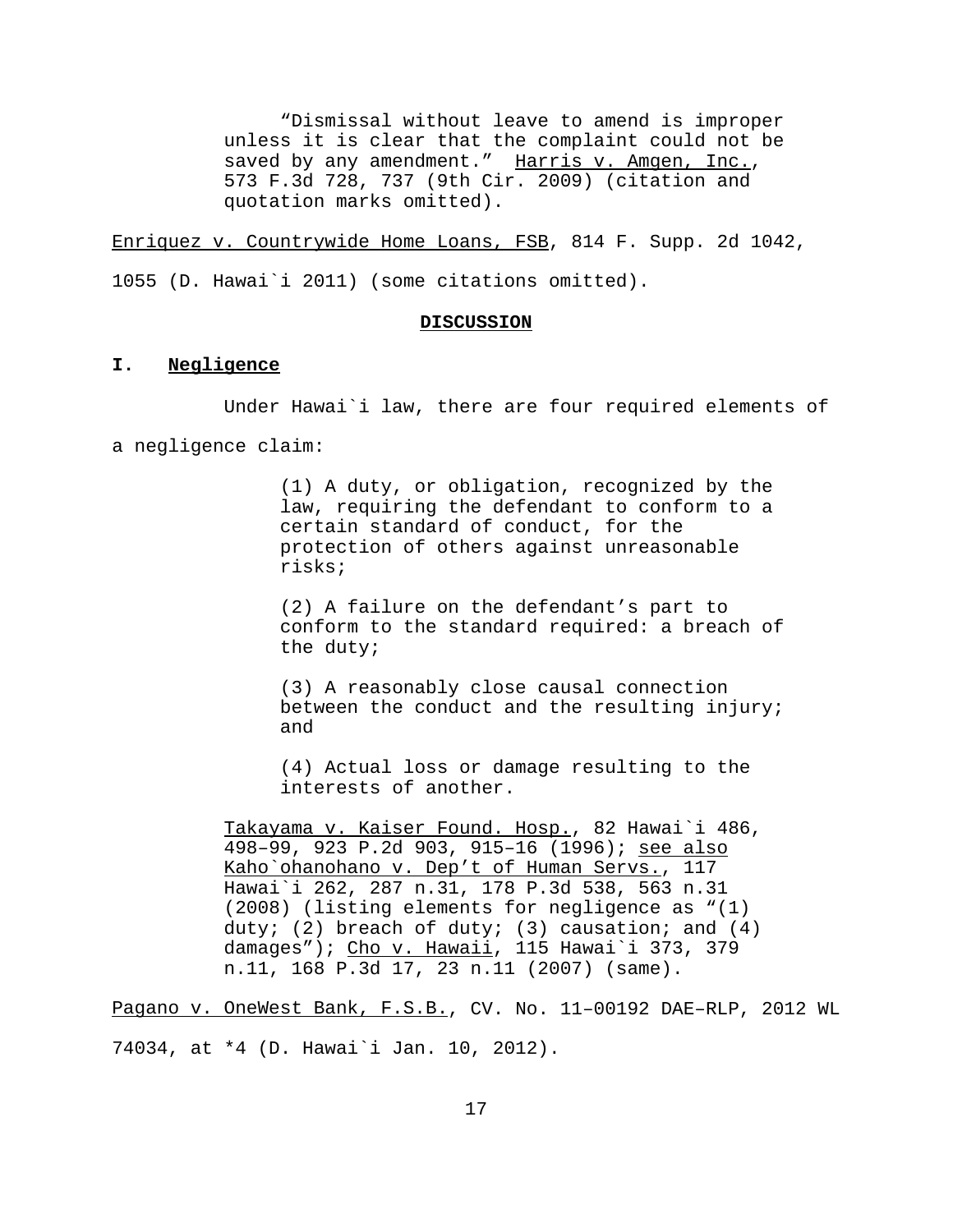> "Dismissal without leave to amend is improper unless it is clear that the complaint could not be saved by any amendment." Harris v. Amgen, Inc., 573 F.3d 728, 737 (9th Cir. 2009) (citation and quotation marks omitted).

Enriquez v. Countrywide Home Loans, FSB, 814 F. Supp. 2d 1042, 1055 (D. Hawai`i 2011) (some citations omitted).

## DISCUSSION

### I. Negligence

Under Hawai`i law, there are four required elements of a negligence claim:

> (1) A duty, or obligation, recognized by the law, requiring the defendant to conform to a certain standard of conduct, for the protection of others against unreasonable risks;
>
> (2) A failure on the defendant's part to conform to the standard required: a breach of the duty;
>
> (3) A reasonably close causal connection between the conduct and the resulting injury; and
>
> (4) Actual loss or damage resulting to the interests of another.
>
> Takayama v. Kaiser Found. Hosp., 82 Hawai`i 486, 498–99, 923 P.2d 903, 915–16 (1996); see also Kaho`ohanohano v. Dep't of Human Servs., 117 Hawai`i 262, 287 n.31, 178 P.3d 538, 563 n.31 (2008) (listing elements for negligence as "(1) duty; (2) breach of duty; (3) causation; and (4) damages"); Cho v. Hawaii, 115 Hawai`i 373, 379 n.11, 168 P.3d 17, 23 n.11 (2007) (same).

Pagano v. OneWest Bank, F.S.B., CV. No. 11–00192 DAE–RLP, 2012 WL 74034, at *4 (D. Hawai`i Jan. 10, 2012).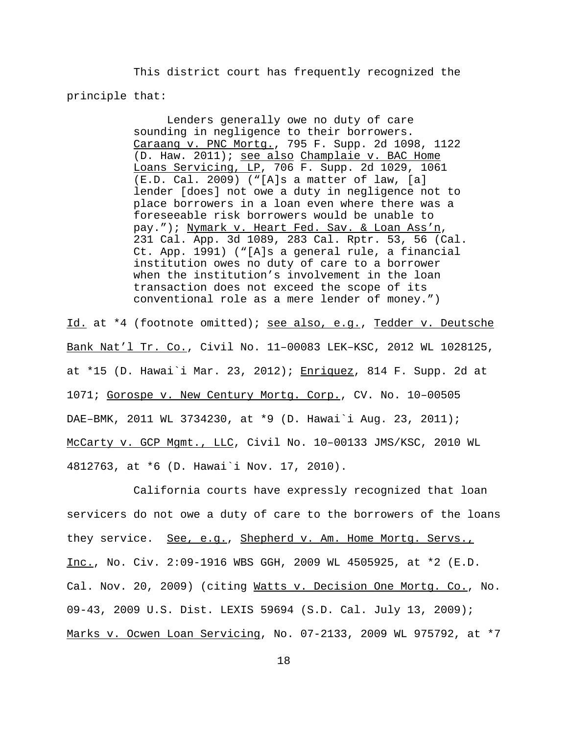This district court has frequently recognized the principle that:

> Lenders generally owe no duty of care sounding in negligence to their borrowers. Caraang v. PNC Mortg., 795 F. Supp. 2d 1098, 1122 (D. Haw. 2011); see also Champlaie v. BAC Home Loans Servicing, LP, 706 F. Supp. 2d 1029, 1061 (E.D. Cal. 2009) ("[A]s a matter of law, [a] lender [does] not owe a duty in negligence not to place borrowers in a loan even where there was a foreseeable risk borrowers would be unable to pay."); Nymark v. Heart Fed. Sav. & Loan Ass'n, 231 Cal. App. 3d 1089, 283 Cal. Rptr. 53, 56 (Cal. Ct. App. 1991) ("[A]s a general rule, a financial institution owes no duty of care to a borrower when the institution's involvement in the loan transaction does not exceed the scope of its conventional role as a mere lender of money.")

Id. at *4 (footnote omitted); see also, e.g., Tedder v. Deutsche Bank Nat'l Tr. Co., Civil No. 11–00083 LEK–KSC, 2012 WL 1028125, at *15 (D. Hawai`i Mar. 23, 2012); Enriquez, 814 F. Supp. 2d at 1071; Gorospe v. New Century Mortg. Corp., CV. No. 10–00505 DAE–BMK, 2011 WL 3734230, at *9 (D. Hawai`i Aug. 23, 2011); McCarty v. GCP Mgmt., LLC, Civil No. 10–00133 JMS/KSC, 2010 WL 4812763, at *6 (D. Hawai`i Nov. 17, 2010).

California courts have expressly recognized that loan servicers do not owe a duty of care to the borrowers of the loans they service. See, e.g., Shepherd v. Am. Home Mortg. Servs., Inc., No. Civ. 2:09-1916 WBS GGH, 2009 WL 4505925, at *2 (E.D. Cal. Nov. 20, 2009) (citing Watts v. Decision One Mortg. Co., No. 09-43, 2009 U.S. Dist. LEXIS 59694 (S.D. Cal. July 13, 2009); Marks v. Ocwen Loan Servicing, No. 07-2133, 2009 WL 975792, at *7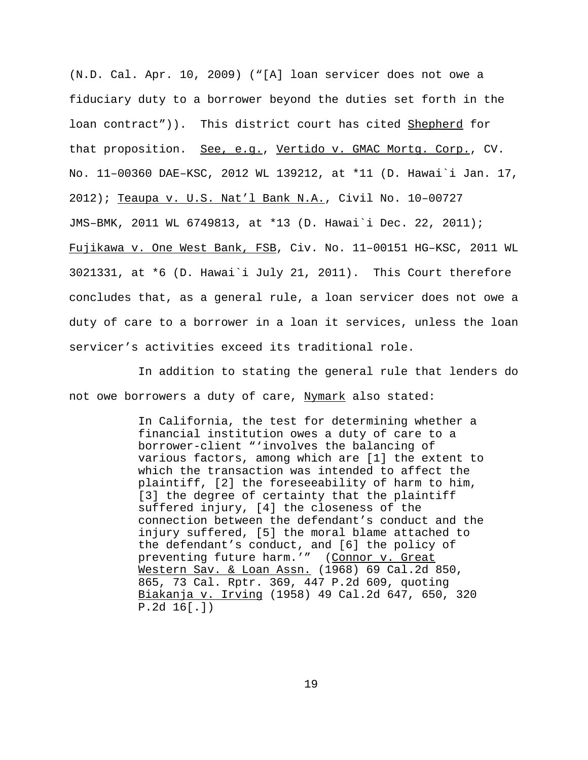(N.D. Cal. Apr. 10, 2009) ("[A] loan servicer does not owe a fiduciary duty to a borrower beyond the duties set forth in the loan contract")). This district court has cited Shepherd for that proposition. See, e.g., Vertido v. GMAC Mortg. Corp., CV. No. 11–00360 DAE–KSC, 2012 WL 139212, at *11 (D. Hawai`i Jan. 17, 2012); Teaupa v. U.S. Nat'l Bank N.A., Civil No. 10–00727 JMS–BMK, 2011 WL 6749813, at *13 (D. Hawai`i Dec. 22, 2011); Fujikawa v. One West Bank, FSB, Civ. No. 11–00151 HG–KSC, 2011 WL 3021331, at *6 (D. Hawai`i July 21, 2011). This Court therefore concludes that, as a general rule, a loan servicer does not owe a duty of care to a borrower in a loan it services, unless the loan servicer's activities exceed its traditional role.

In addition to stating the general rule that lenders do not owe borrowers a duty of care, Nymark also stated:

> In California, the test for determining whether a financial institution owes a duty of care to a borrower-client "'involves the balancing of various factors, among which are [1] the extent to which the transaction was intended to affect the plaintiff, [2] the foreseeability of harm to him, [3] the degree of certainty that the plaintiff suffered injury, [4] the closeness of the connection between the defendant's conduct and the injury suffered, [5] the moral blame attached to the defendant's conduct, and [6] the policy of preventing future harm.'" (Connor v. Great Western Sav. & Loan Assn. (1968) 69 Cal.2d 850, 865, 73 Cal. Rptr. 369, 447 P.2d 609, quoting Biakanja v. Irving (1958) 49 Cal.2d 647, 650, 320 P.2d 16[.])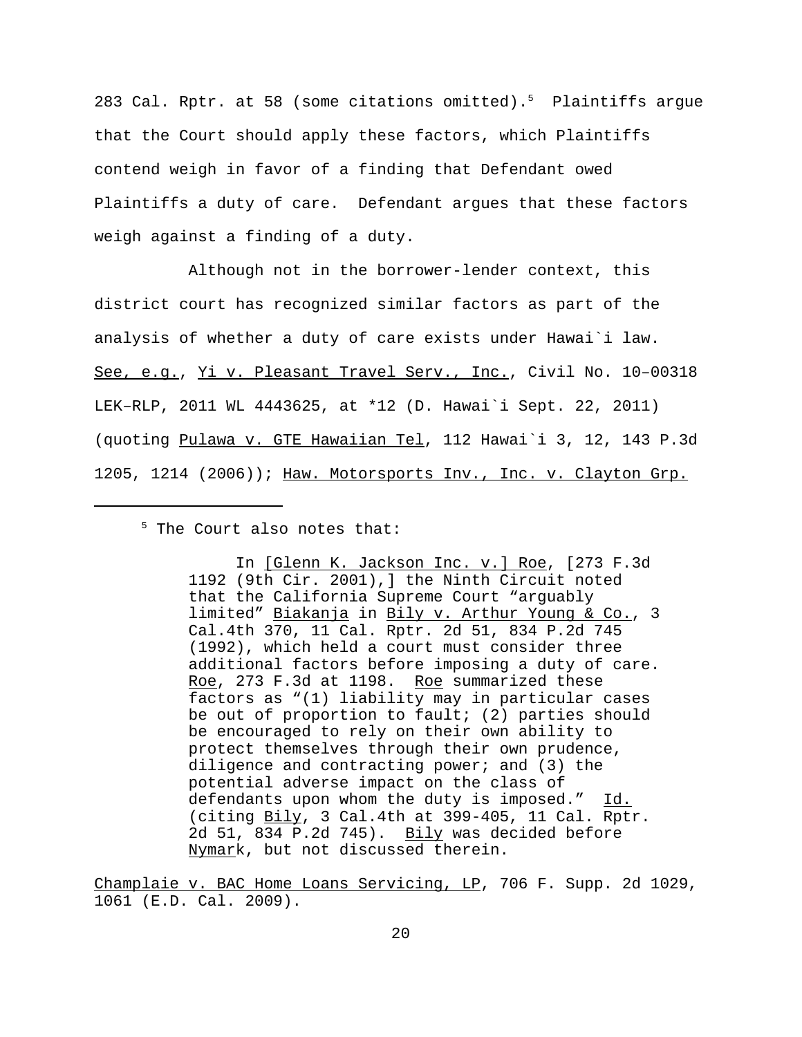283 Cal. Rptr. at 58 (some citations omitted).[5] Plaintiffs argue that the Court should apply these factors, which Plaintiffs contend weigh in favor of a finding that Defendant owed Plaintiffs a duty of care. Defendant argues that these factors weigh against a finding of a duty.

Although not in the borrower-lender context, this district court has recognized similar factors as part of the analysis of whether a duty of care exists under Hawai`i law. See, e.g., Yi v. Pleasant Travel Serv., Inc., Civil No. 10–00318 LEK–RLP, 2011 WL 4443625, at *12 (D. Hawai`i Sept. 22, 2011) (quoting Pulawa v. GTE Hawaiian Tel, 112 Hawai`i 3, 12, 143 P.3d 1205, 1214 (2006)); Haw. Motorsports Inv., Inc. v. Clayton Grp.

---

[5] The Court also notes that:

> In [Glenn K. Jackson Inc. v.] Roe, [273 F.3d 1192 (9th Cir. 2001),] the Ninth Circuit noted that the California Supreme Court "arguably limited" Biakanja in Bily v. Arthur Young & Co., 3 Cal.4th 370, 11 Cal. Rptr. 2d 51, 834 P.2d 745 (1992), which held a court must consider three additional factors before imposing a duty of care. Roe, 273 F.3d at 1198. Roe summarized these factors as "(1) liability may in particular cases be out of proportion to fault; (2) parties should be encouraged to rely on their own ability to protect themselves through their own prudence, diligence and contracting power; and (3) the potential adverse impact on the class of defendants upon whom the duty is imposed." Id. (citing Bily, 3 Cal.4th at 399-405, 11 Cal. Rptr. 2d 51, 834 P.2d 745). Bily was decided before Nymark, but not discussed therein.

Champlaie v. BAC Home Loans Servicing, LP, 706 F. Supp. 2d 1029, 1061 (E.D. Cal. 2009).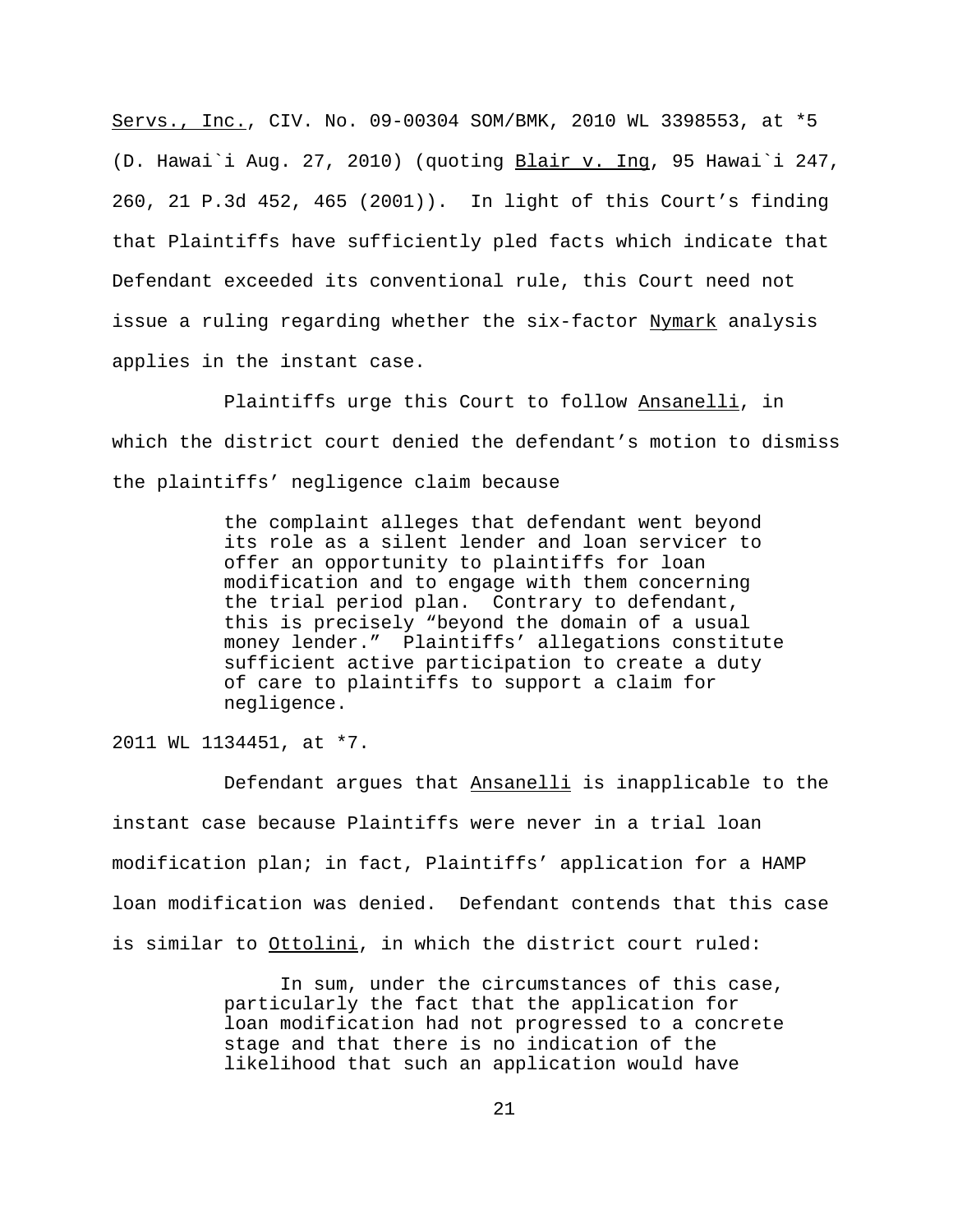Servs., Inc., CIV. No. 09-00304 SOM/BMK, 2010 WL 3398553, at *5 (D. Hawai`i Aug. 27, 2010) (quoting Blair v. Ing, 95 Hawai`i 247, 260, 21 P.3d 452, 465 (2001)). In light of this Court's finding that Plaintiffs have sufficiently pled facts which indicate that Defendant exceeded its conventional rule, this Court need not issue a ruling regarding whether the six-factor Nymark analysis applies in the instant case.

Plaintiffs urge this Court to follow Ansanelli, in which the district court denied the defendant's motion to dismiss the plaintiffs' negligence claim because

> the complaint alleges that defendant went beyond its role as a silent lender and loan servicer to offer an opportunity to plaintiffs for loan modification and to engage with them concerning the trial period plan. Contrary to defendant, this is precisely "beyond the domain of a usual money lender." Plaintiffs' allegations constitute sufficient active participation to create a duty of care to plaintiffs to support a claim for negligence.

2011 WL 1134451, at *7.

Defendant argues that Ansanelli is inapplicable to the instant case because Plaintiffs were never in a trial loan modification plan; in fact, Plaintiffs' application for a HAMP loan modification was denied. Defendant contends that this case is similar to Ottolini, in which the district court ruled:

> In sum, under the circumstances of this case, particularly the fact that the application for loan modification had not progressed to a concrete stage and that there is no indication of the likelihood that such an application would have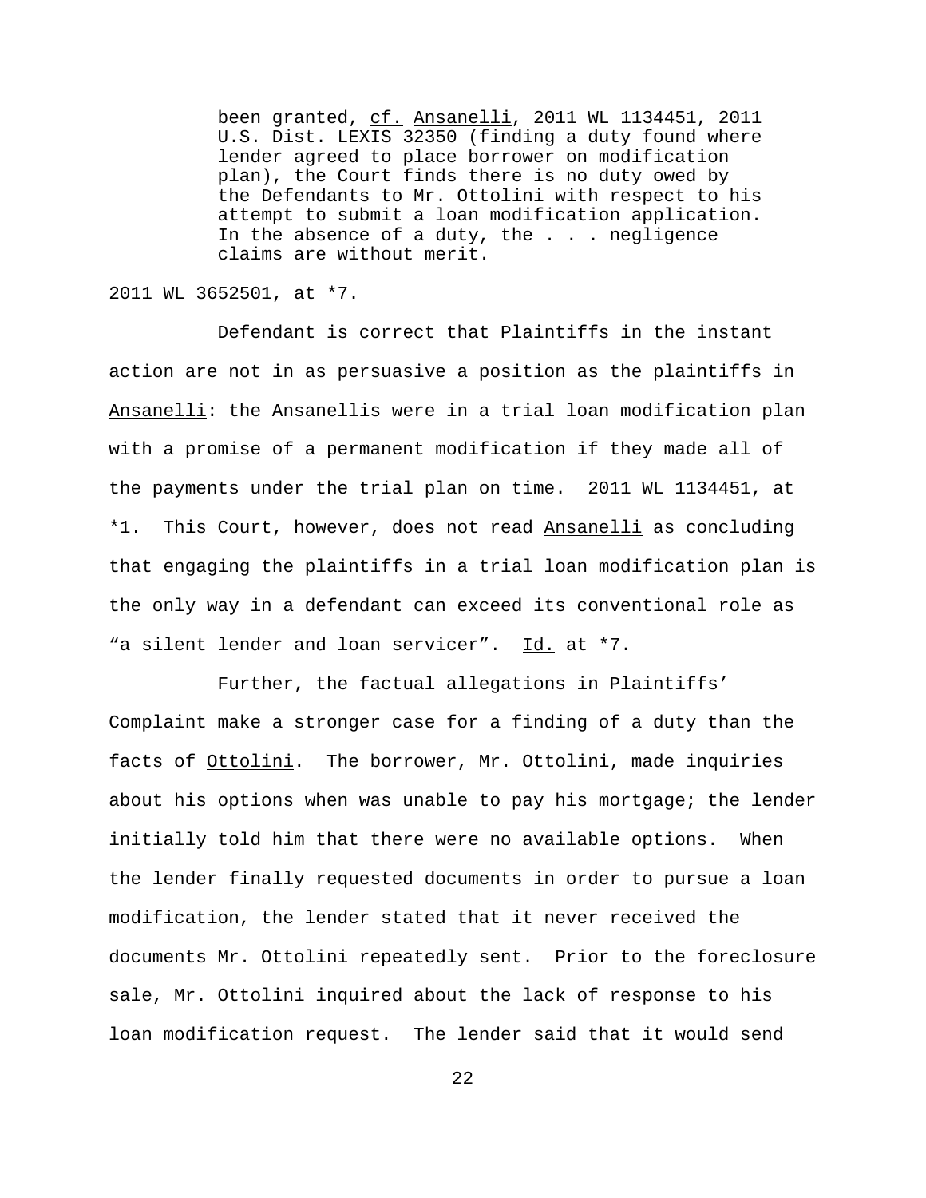> been granted, cf. Ansanelli, 2011 WL 1134451, 2011 U.S. Dist. LEXIS 32350 (finding a duty found where lender agreed to place borrower on modification plan), the Court finds there is no duty owed by the Defendants to Mr. Ottolini with respect to his attempt to submit a loan modification application. In the absence of a duty, the . . . negligence claims are without merit.

2011 WL 3652501, at *7.

Defendant is correct that Plaintiffs in the instant action are not in as persuasive a position as the plaintiffs in Ansanelli: the Ansanellis were in a trial loan modification plan with a promise of a permanent modification if they made all of the payments under the trial plan on time. 2011 WL 1134451, at *1. This Court, however, does not read Ansanelli as concluding that engaging the plaintiffs in a trial loan modification plan is the only way in a defendant can exceed its conventional role as "a silent lender and loan servicer". Id. at *7.

Further, the factual allegations in Plaintiffs' Complaint make a stronger case for a finding of a duty than the facts of Ottolini. The borrower, Mr. Ottolini, made inquiries about his options when was unable to pay his mortgage; the lender initially told him that there were no available options. When the lender finally requested documents in order to pursue a loan modification, the lender stated that it never received the documents Mr. Ottolini repeatedly sent. Prior to the foreclosure sale, Mr. Ottolini inquired about the lack of response to his loan modification request. The lender said that it would send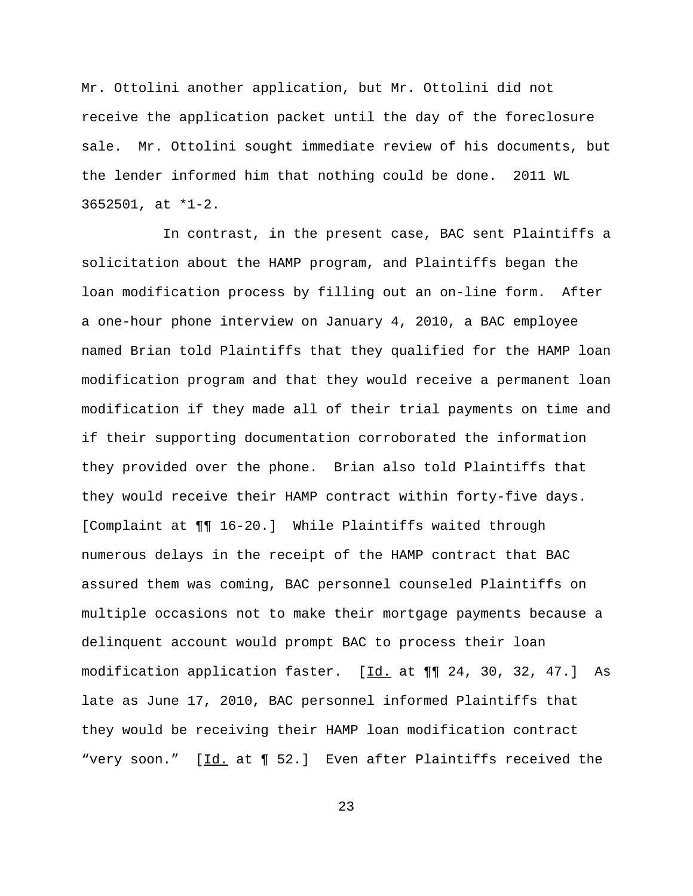Mr. Ottolini another application, but Mr. Ottolini did not receive the application packet until the day of the foreclosure sale. Mr. Ottolini sought immediate review of his documents, but the lender informed him that nothing could be done. 2011 WL 3652501, at *1-2.

In contrast, in the present case, BAC sent Plaintiffs a solicitation about the HAMP program, and Plaintiffs began the loan modification process by filling out an on-line form. After a one-hour phone interview on January 4, 2010, a BAC employee named Brian told Plaintiffs that they qualified for the HAMP loan modification program and that they would receive a permanent loan modification if they made all of their trial payments on time and if their supporting documentation corroborated the information they provided over the phone. Brian also told Plaintiffs that they would receive their HAMP contract within forty-five days. [Complaint at ¶¶ 16-20.] While Plaintiffs waited through numerous delays in the receipt of the HAMP contract that BAC assured them was coming, BAC personnel counseled Plaintiffs on multiple occasions not to make their mortgage payments because a delinquent account would prompt BAC to process their loan modification application faster. [Id. at ¶¶ 24, 30, 32, 47.] As late as June 17, 2010, BAC personnel informed Plaintiffs that they would be receiving their HAMP loan modification contract "very soon." [Id. at ¶ 52.] Even after Plaintiffs received the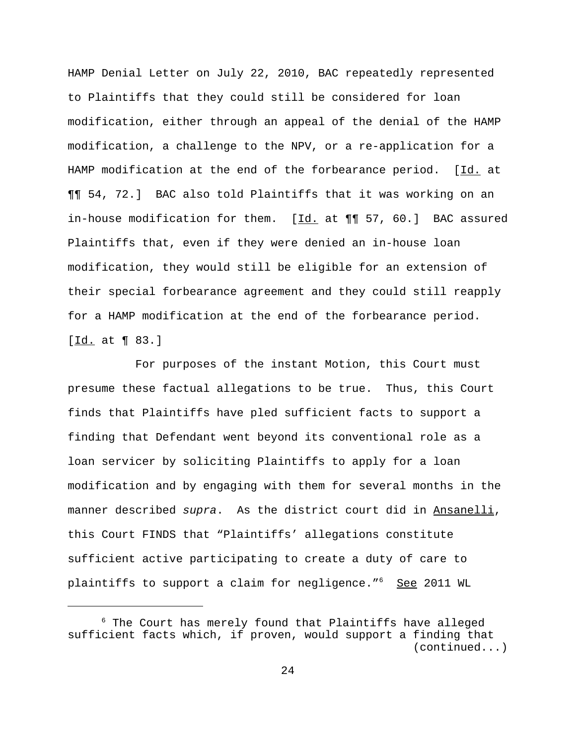HAMP Denial Letter on July 22, 2010, BAC repeatedly represented to Plaintiffs that they could still be considered for loan modification, either through an appeal of the denial of the HAMP modification, a challenge to the NPV, or a re-application for a HAMP modification at the end of the forbearance period. [Id. at ¶¶ 54, 72.] BAC also told Plaintiffs that it was working on an in-house modification for them. [Id. at ¶¶ 57, 60.] BAC assured Plaintiffs that, even if they were denied an in-house loan modification, they would still be eligible for an extension of their special forbearance agreement and they could still reapply for a HAMP modification at the end of the forbearance period. [Id. at ¶ 83.]

For purposes of the instant Motion, this Court must presume these factual allegations to be true. Thus, this Court finds that Plaintiffs have pled sufficient facts to support a finding that Defendant went beyond its conventional role as a loan servicer by soliciting Plaintiffs to apply for a loan modification and by engaging with them for several months in the manner described *supra*. As the district court did in Ansanelli, this Court FINDS that "Plaintiffs' allegations constitute sufficient active participating to create a duty of care to plaintiffs to support a claim for negligence."[6] See 2011 WL

---

[6] The Court has merely found that Plaintiffs have alleged sufficient facts which, if proven, would support a finding that (continued...)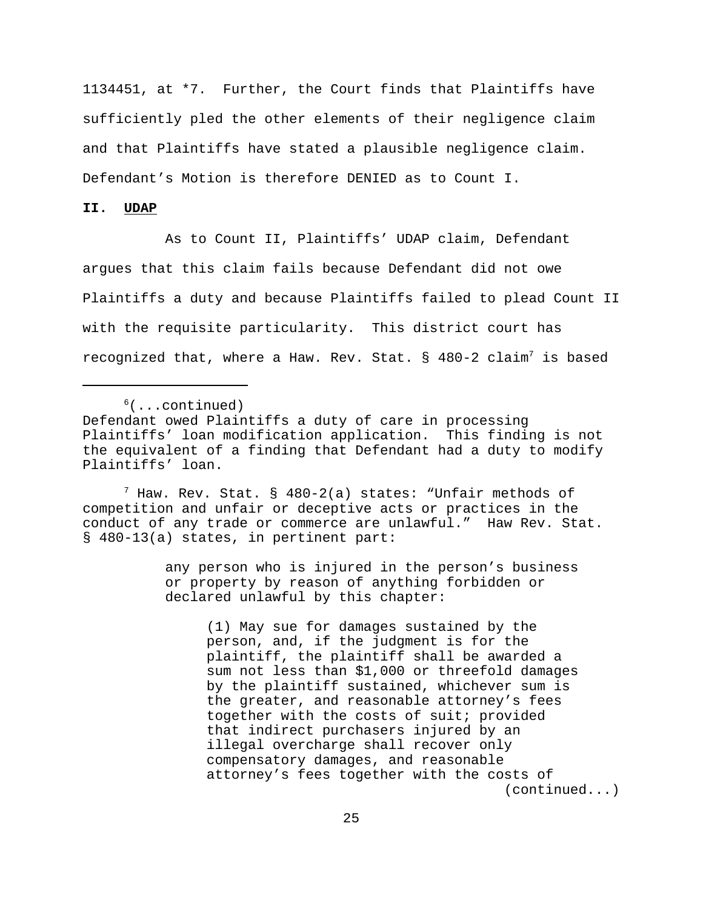1134451, at *7. Further, the Court finds that Plaintiffs have sufficiently pled the other elements of their negligence claim and that Plaintiffs have stated a plausible negligence claim. Defendant's Motion is therefore DENIED as to Count I.

**II. UDAP**

As to Count II, Plaintiffs' UDAP claim, Defendant argues that this claim fails because Defendant did not owe Plaintiffs a duty and because Plaintiffs failed to plead Count II with the requisite particularity. This district court has recognized that, where a Haw. Rev. Stat. § 480-2 claim[7] is based

---

[6](...continued) Defendant owed Plaintiffs a duty of care in processing Plaintiffs' loan modification application. This finding is not the equivalent of a finding that Defendant had a duty to modify Plaintiffs' loan.

[7] Haw. Rev. Stat. § 480-2(a) states: "Unfair methods of competition and unfair or deceptive acts or practices in the conduct of any trade or commerce are unlawful." Haw Rev. Stat. § 480-13(a) states, in pertinent part:

> any person who is injured in the person's business or property by reason of anything forbidden or declared unlawful by this chapter:
>
> (1) May sue for damages sustained by the person, and, if the judgment is for the plaintiff, the plaintiff shall be awarded a sum not less than $1,000 or threefold damages by the plaintiff sustained, whichever sum is the greater, and reasonable attorney's fees together with the costs of suit; provided that indirect purchasers injured by an illegal overcharge shall recover only compensatory damages, and reasonable attorney's fees together with the costs of (continued...)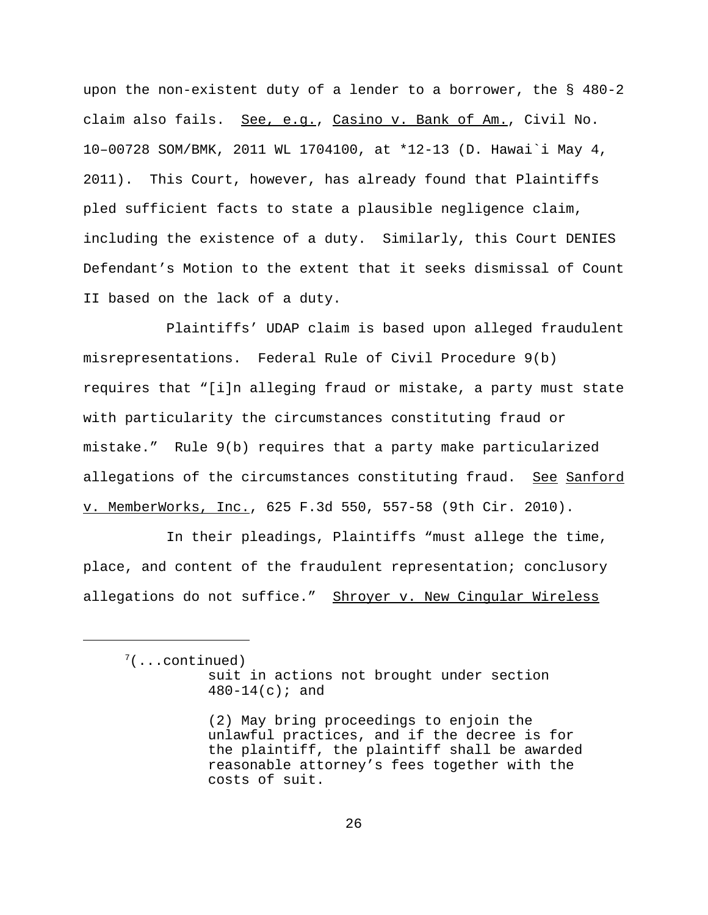upon the non-existent duty of a lender to a borrower, the § 480-2 claim also fails. See, e.g., Casino v. Bank of Am., Civil No. 10–00728 SOM/BMK, 2011 WL 1704100, at *12-13 (D. Hawai`i May 4, 2011). This Court, however, has already found that Plaintiffs pled sufficient facts to state a plausible negligence claim, including the existence of a duty. Similarly, this Court DENIES Defendant's Motion to the extent that it seeks dismissal of Count II based on the lack of a duty.

Plaintiffs' UDAP claim is based upon alleged fraudulent misrepresentations. Federal Rule of Civil Procedure 9(b) requires that "[i]n alleging fraud or mistake, a party must state with particularity the circumstances constituting fraud or mistake." Rule 9(b) requires that a party make particularized allegations of the circumstances constituting fraud. See Sanford v. MemberWorks, Inc., 625 F.3d 550, 557-58 (9th Cir. 2010).

In their pleadings, Plaintiffs "must allege the time, place, and content of the fraudulent representation; conclusory allegations do not suffice." Shroyer v. New Cingular Wireless

---

[7](...continued)

> suit in actions not brought under section 480-14(c); and
>
> (2) May bring proceedings to enjoin the unlawful practices, and if the decree is for the plaintiff, the plaintiff shall be awarded reasonable attorney's fees together with the costs of suit.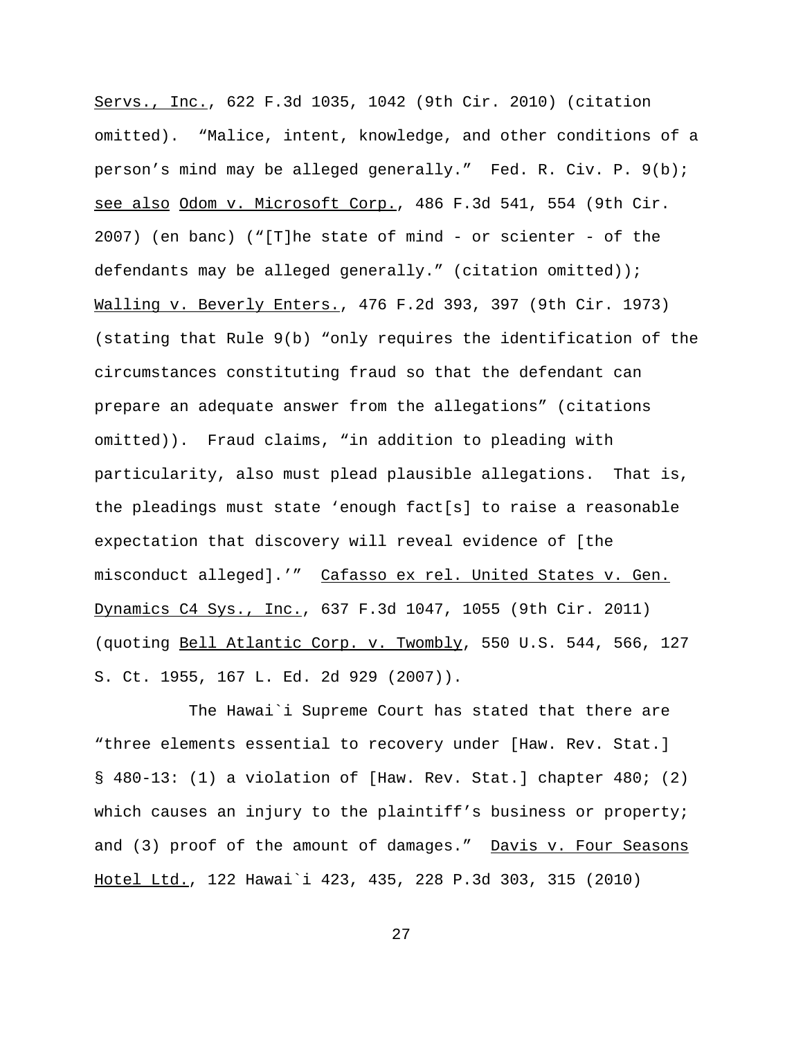Servs., Inc., 622 F.3d 1035, 1042 (9th Cir. 2010) (citation omitted). "Malice, intent, knowledge, and other conditions of a person's mind may be alleged generally." Fed. R. Civ. P. 9(b); see also Odom v. Microsoft Corp., 486 F.3d 541, 554 (9th Cir. 2007) (en banc) ("[T]he state of mind - or scienter - of the defendants may be alleged generally." (citation omitted)); Walling v. Beverly Enters., 476 F.2d 393, 397 (9th Cir. 1973) (stating that Rule 9(b) "only requires the identification of the circumstances constituting fraud so that the defendant can prepare an adequate answer from the allegations" (citations omitted)). Fraud claims, "in addition to pleading with particularity, also must plead plausible allegations. That is, the pleadings must state 'enough fact[s] to raise a reasonable expectation that discovery will reveal evidence of [the misconduct alleged].'" Cafasso ex rel. United States v. Gen. Dynamics C4 Sys., Inc., 637 F.3d 1047, 1055 (9th Cir. 2011) (quoting Bell Atlantic Corp. v. Twombly, 550 U.S. 544, 566, 127 S. Ct. 1955, 167 L. Ed. 2d 929 (2007)).

The Hawai`i Supreme Court has stated that there are "three elements essential to recovery under [Haw. Rev. Stat.] § 480-13: (1) a violation of [Haw. Rev. Stat.] chapter 480; (2) which causes an injury to the plaintiff's business or property; and (3) proof of the amount of damages." Davis v. Four Seasons Hotel Ltd., 122 Hawai`i 423, 435, 228 P.3d 303, 315 (2010)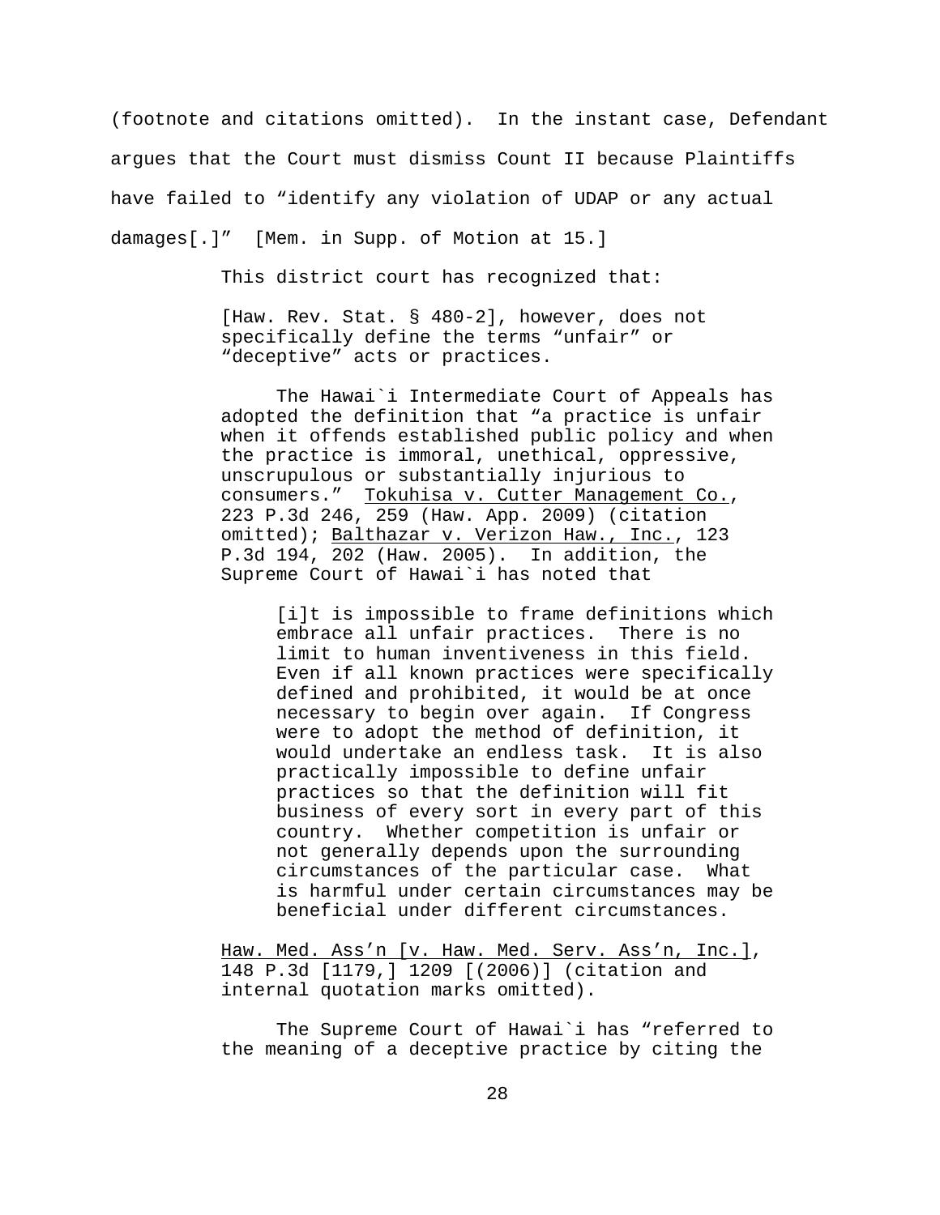(footnote and citations omitted). In the instant case, Defendant argues that the Court must dismiss Count II because Plaintiffs have failed to "identify any violation of UDAP or any actual damages[.]" [Mem. in Supp. of Motion at 15.]

This district court has recognized that:

> [Haw. Rev. Stat. § 480-2], however, does not specifically define the terms "unfair" or "deceptive" acts or practices.
>
> The Hawai`i Intermediate Court of Appeals has adopted the definition that "a practice is unfair when it offends established public policy and when the practice is immoral, unethical, oppressive, unscrupulous or substantially injurious to consumers." Tokuhisa v. Cutter Management Co., 223 P.3d 246, 259 (Haw. App. 2009) (citation omitted); Balthazar v. Verizon Haw., Inc., 123 P.3d 194, 202 (Haw. 2005). In addition, the Supreme Court of Hawai`i has noted that
>
> > [i]t is impossible to frame definitions which embrace all unfair practices. There is no limit to human inventiveness in this field. Even if all known practices were specifically defined and prohibited, it would be at once necessary to begin over again. If Congress were to adopt the method of definition, it would undertake an endless task. It is also practically impossible to define unfair practices so that the definition will fit business of every sort in every part of this country. Whether competition is unfair or not generally depends upon the surrounding circumstances of the particular case. What is harmful under certain circumstances may be beneficial under different circumstances.
>
> Haw. Med. Ass'n [v. Haw. Med. Serv. Ass'n, Inc.], 148 P.3d [1179,] 1209 [(2006)] (citation and internal quotation marks omitted).
>
> The Supreme Court of Hawai`i has "referred to the meaning of a deceptive practice by citing the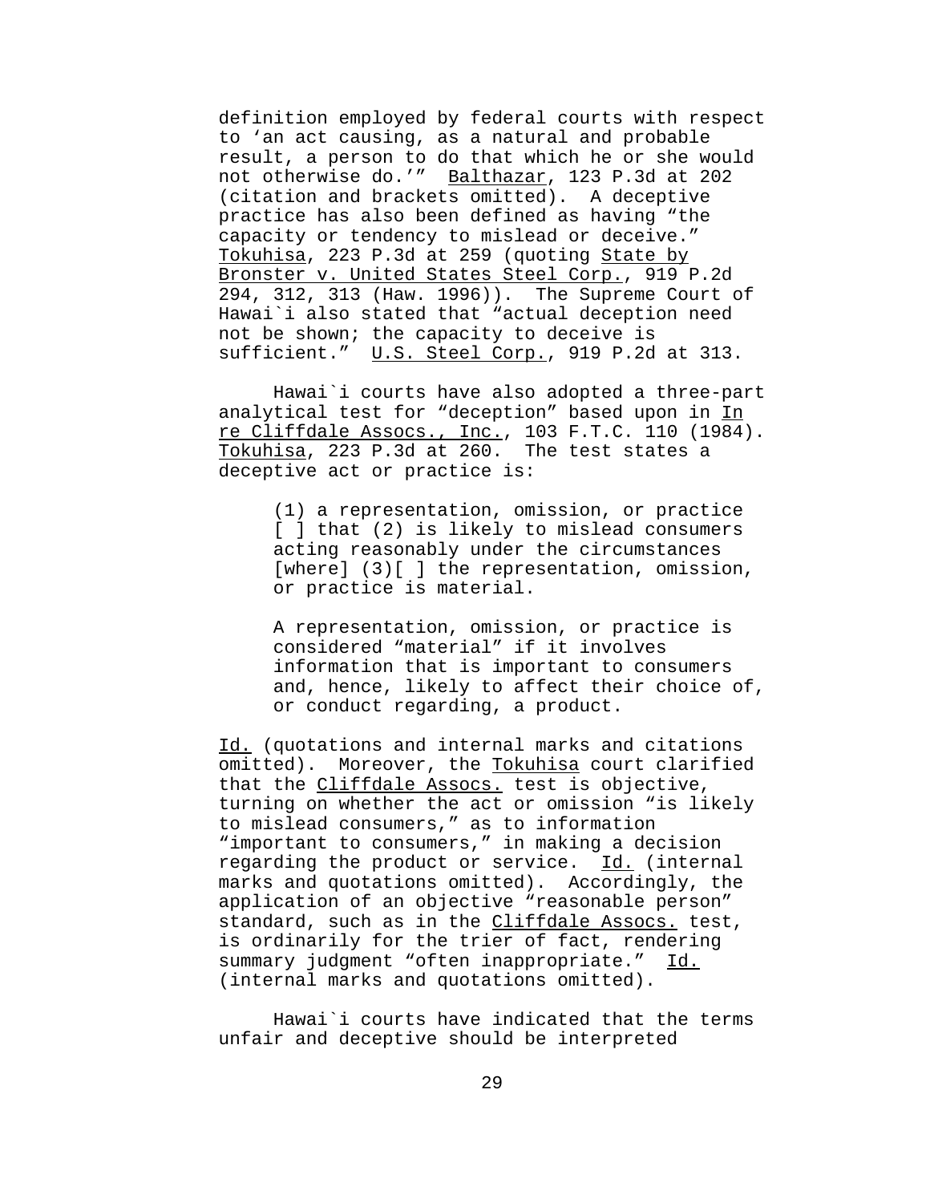definition employed by federal courts with respect to 'an act causing, as a natural and probable result, a person to do that which he or she would not otherwise do.'" Balthazar, 123 P.3d at 202 (citation and brackets omitted). A deceptive practice has also been defined as having "the capacity or tendency to mislead or deceive." Tokuhisa, 223 P.3d at 259 (quoting State by Bronster v. United States Steel Corp., 919 P.2d 294, 312, 313 (Haw. 1996)). The Supreme Court of Hawai`i also stated that "actual deception need not be shown; the capacity to deceive is sufficient." U.S. Steel Corp., 919 P.2d at 313.

Hawai`i courts have also adopted a three-part analytical test for "deception" based upon in In re Cliffdale Assocs., Inc., 103 F.T.C. 110 (1984). Tokuhisa, 223 P.3d at 260. The test states a deceptive act or practice is:

> (1) a representation, omission, or practice [ ] that (2) is likely to mislead consumers acting reasonably under the circumstances [where] (3)[ ] the representation, omission, or practice is material.
>
> A representation, omission, or practice is considered "material" if it involves information that is important to consumers and, hence, likely to affect their choice of, or conduct regarding, a product.

Id. (quotations and internal marks and citations omitted). Moreover, the Tokuhisa court clarified that the Cliffdale Assocs. test is objective, turning on whether the act or omission "is likely to mislead consumers," as to information "important to consumers," in making a decision regarding the product or service. Id. (internal marks and quotations omitted). Accordingly, the application of an objective "reasonable person" standard, such as in the Cliffdale Assocs. test, is ordinarily for the trier of fact, rendering summary judgment "often inappropriate." Id. (internal marks and quotations omitted).

Hawai`i courts have indicated that the terms unfair and deceptive should be interpreted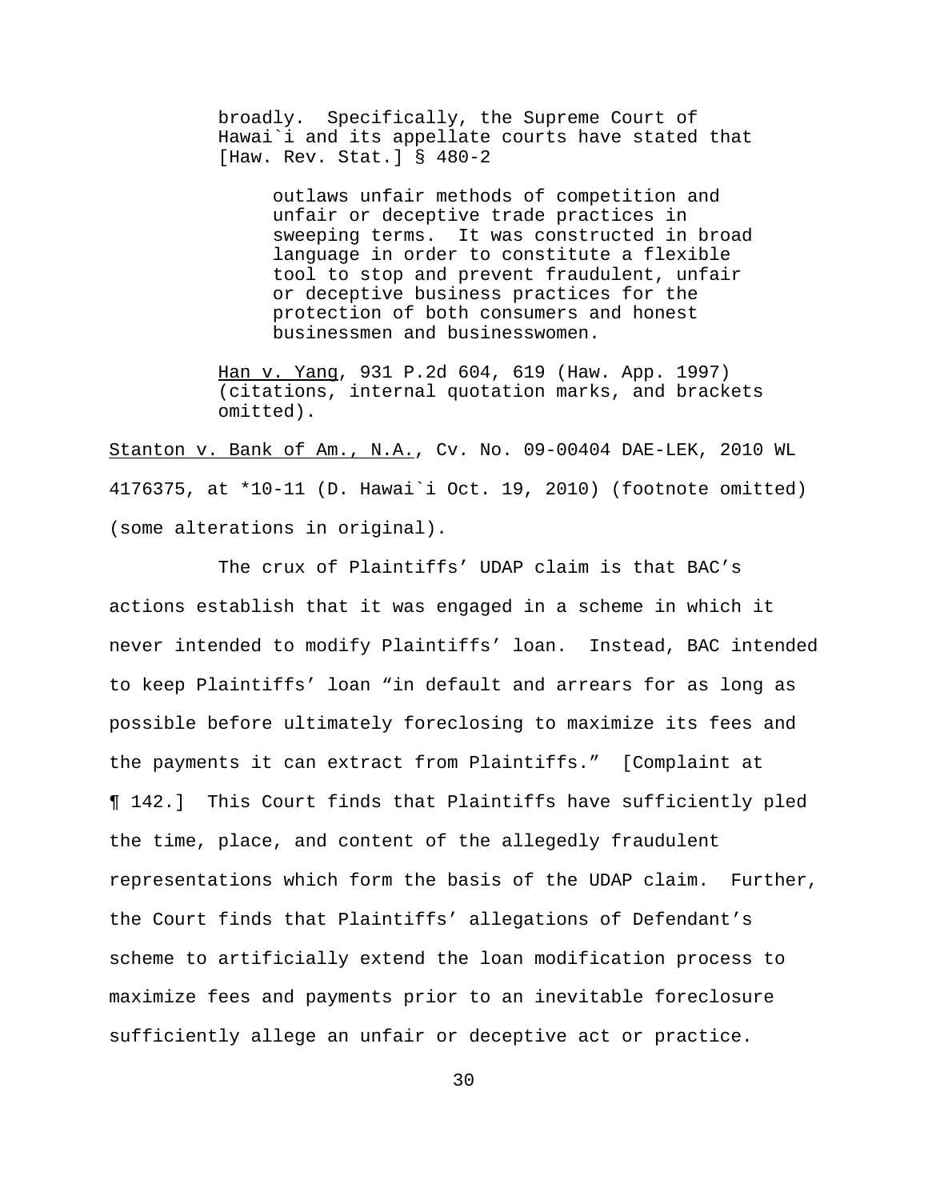> broadly. Specifically, the Supreme Court of Hawai`i and its appellate courts have stated that [Haw. Rev. Stat.] § 480-2
>
> > outlaws unfair methods of competition and unfair or deceptive trade practices in sweeping terms. It was constructed in broad language in order to constitute a flexible tool to stop and prevent fraudulent, unfair or deceptive business practices for the protection of both consumers and honest businessmen and businesswomen.
>
> Han v. Yang, 931 P.2d 604, 619 (Haw. App. 1997) (citations, internal quotation marks, and brackets omitted).

Stanton v. Bank of Am., N.A., Cv. No. 09-00404 DAE-LEK, 2010 WL 4176375, at *10-11 (D. Hawai`i Oct. 19, 2010) (footnote omitted) (some alterations in original).

The crux of Plaintiffs' UDAP claim is that BAC's actions establish that it was engaged in a scheme in which it never intended to modify Plaintiffs' loan. Instead, BAC intended to keep Plaintiffs' loan "in default and arrears for as long as possible before ultimately foreclosing to maximize its fees and the payments it can extract from Plaintiffs." [Complaint at ¶ 142.] This Court finds that Plaintiffs have sufficiently pled the time, place, and content of the allegedly fraudulent representations which form the basis of the UDAP claim. Further, the Court finds that Plaintiffs' allegations of Defendant's scheme to artificially extend the loan modification process to maximize fees and payments prior to an inevitable foreclosure sufficiently allege an unfair or deceptive act or practice.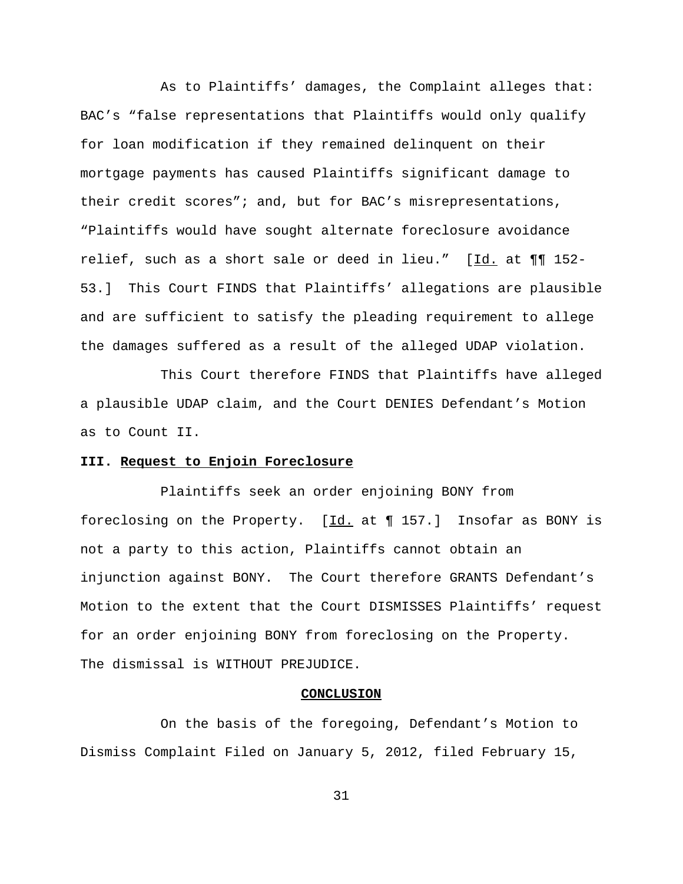As to Plaintiffs' damages, the Complaint alleges that: BAC's "false representations that Plaintiffs would only qualify for loan modification if they remained delinquent on their mortgage payments has caused Plaintiffs significant damage to their credit scores"; and, but for BAC's misrepresentations, "Plaintiffs would have sought alternate foreclosure avoidance relief, such as a short sale or deed in lieu." [Id. at ¶¶ 152-53.] This Court FINDS that Plaintiffs' allegations are plausible and are sufficient to satisfy the pleading requirement to allege the damages suffered as a result of the alleged UDAP violation.

This Court therefore FINDS that Plaintiffs have alleged a plausible UDAP claim, and the Court DENIES Defendant's Motion as to Count II.

**III. Request to Enjoin Foreclosure**

Plaintiffs seek an order enjoining BONY from foreclosing on the Property. [Id. at ¶ 157.] Insofar as BONY is not a party to this action, Plaintiffs cannot obtain an injunction against BONY. The Court therefore GRANTS Defendant's Motion to the extent that the Court DISMISSES Plaintiffs' request for an order enjoining BONY from foreclosing on the Property. The dismissal is WITHOUT PREJUDICE.

**CONCLUSION**

On the basis of the foregoing, Defendant's Motion to Dismiss Complaint Filed on January 5, 2012, filed February 15,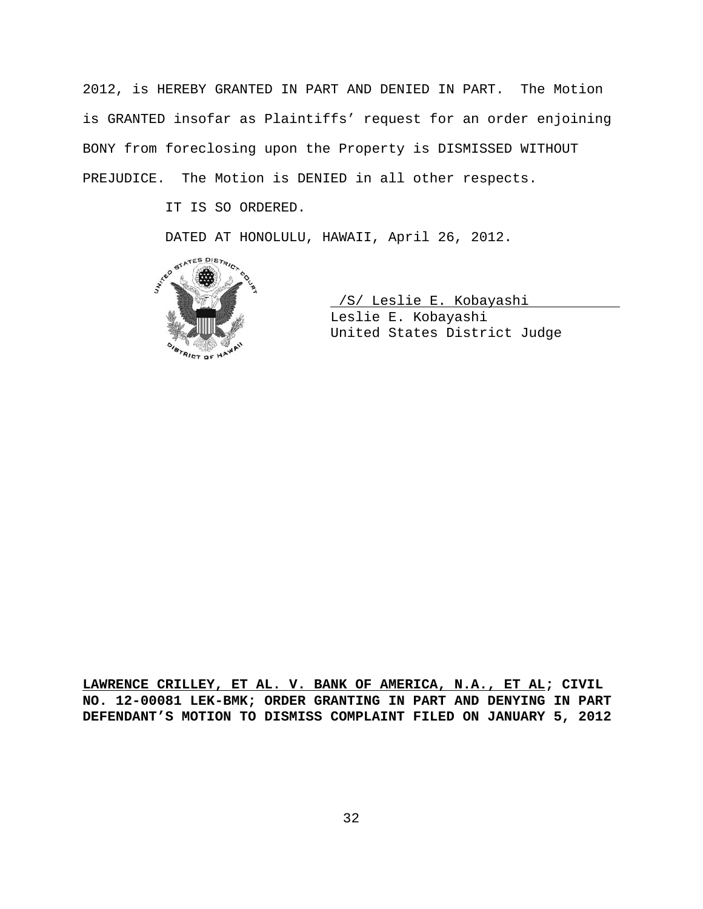2012, is HEREBY GRANTED IN PART AND DENIED IN PART. The Motion is GRANTED insofar as Plaintiffs' request for an order enjoining BONY from foreclosing upon the Property is DISMISSED WITHOUT PREJUDICE. The Motion is DENIED in all other respects.

IT IS SO ORDERED.

DATED AT HONOLULU, HAWAII, April 26, 2012.

/S/ Leslie E. Kobayashi
Leslie E. Kobayashi
United States District Judge

**LAWRENCE CRILLEY, ET AL. V. BANK OF AMERICA, N.A., ET AL; CIVIL NO. 12-00081 LEK-BMK; ORDER GRANTING IN PART AND DENYING IN PART DEFENDANT'S MOTION TO DISMISS COMPLAINT FILED ON JANUARY 5, 2012**